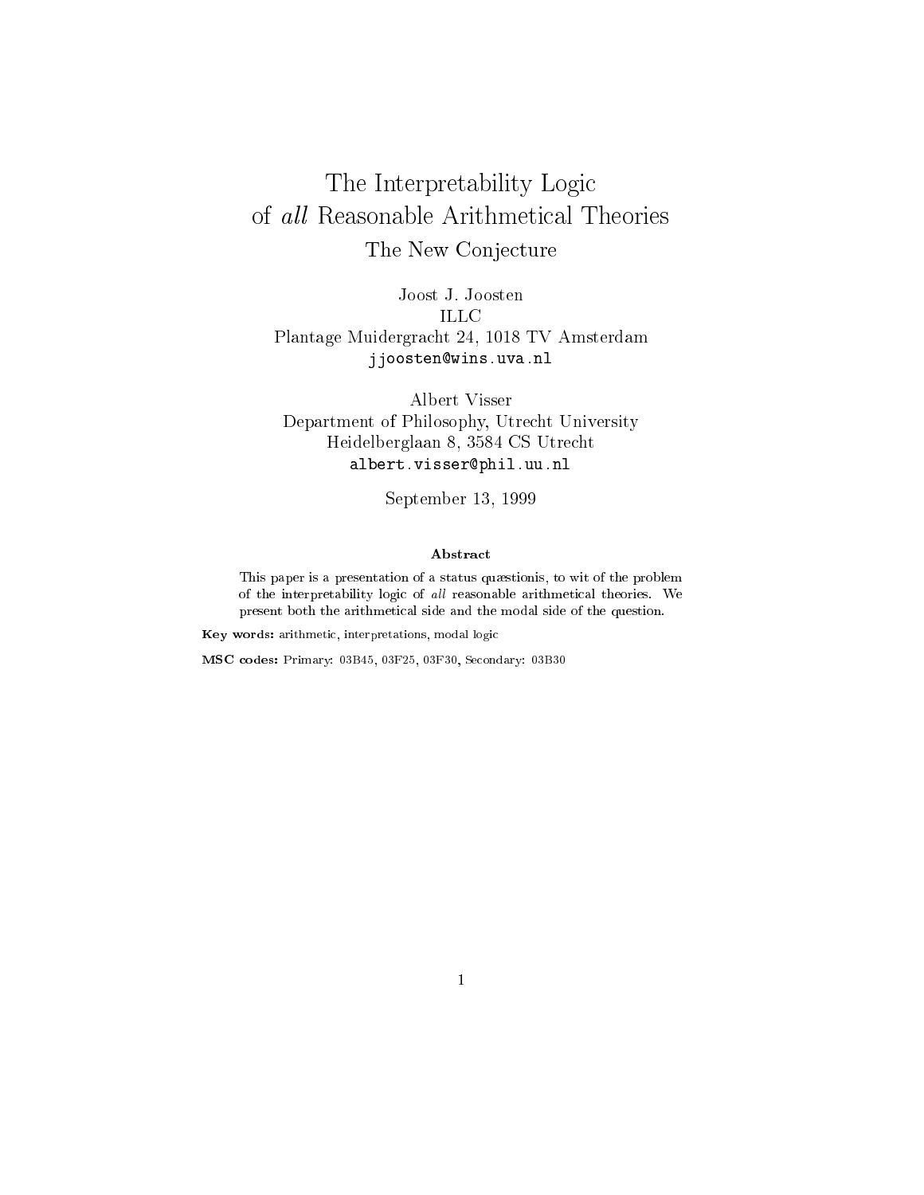# The Interpretability Logic of *all* Reasonable Arithmetical Theories

## The New Conjecture

Joost J. Joosten
ILLC
Plantage Muidergracht 24, 1018 TV Amsterdam
`jjoosten@wins.uva.nl`

Albert Visser
Department of Philosophy, Utrecht University
Heidelberglaan 8, 3584 CS Utrecht
`albert.visser@phil.uu.nl`

September 13, 1999

**Abstract**

This paper is a presentation of a status quæstionis, to wit of the problem of the interpretability logic of *all* reasonable arithmetical theories. We present both the arithmetical side and the modal side of the question.

**Key words:** arithmetic, interpretations, modal logic

**MSC codes:** Primary: 03B45, 03F25, 03F30, Secondary: 03B30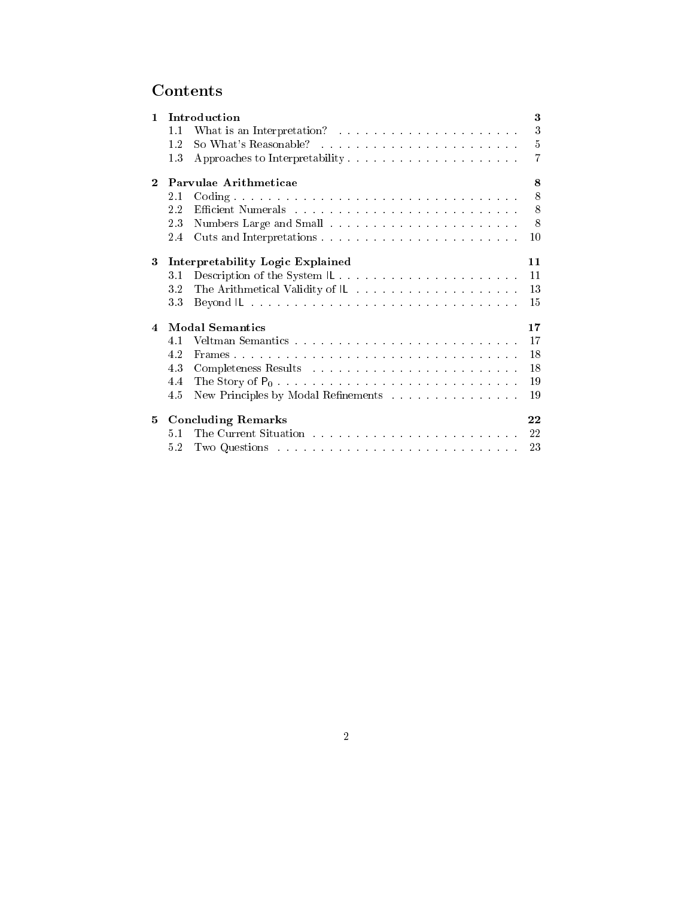# Contents

| | | |
|---|---|---|
| **1** | **Introduction** | **3** |
| 1.1 | What is an Interpretation? | 3 |
| 1.2 | So What's Reasonable? | 5 |
| 1.3 | Approaches to Interpretability | 7 |
| **2** | **Parvulae Arithmeticae** | **8** |
| 2.1 | Coding | 8 |
| 2.2 | Efficient Numerals | 8 |
| 2.3 | Numbers Large and Small | 8 |
| 2.4 | Cuts and Interpretations | 10 |
| **3** | **Interpretability Logic Explained** | **11** |
| 3.1 | Description of the System IL | 11 |
| 3.2 | The Arithmetical Validity of IL | 13 |
| 3.3 | Beyond IL | 15 |
| **4** | **Modal Semantics** | **17** |
| 4.1 | Veltman Semantics | 17 |
| 4.2 | Frames | 18 |
| 4.3 | Completeness Results | 18 |
| 4.4 | The Story of $\mathsf{P}_0$ | 19 |
| 4.5 | New Principles by Modal Refinements | 19 |
| **5** | **Concluding Remarks** | **22** |
| 5.1 | The Current Situation | 22 |
| 5.2 | Two Questions | 23 |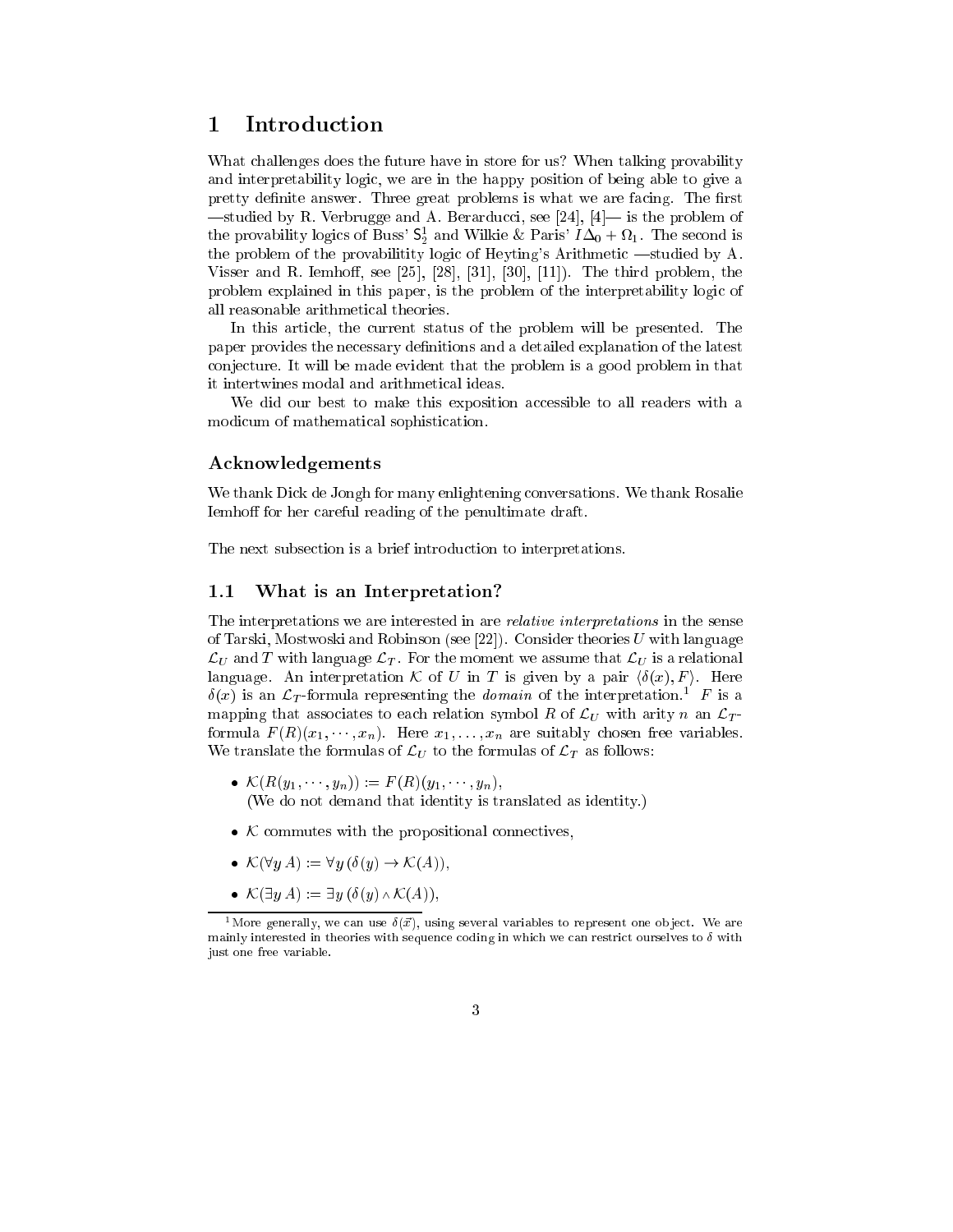# 1 Introduction

What challenges does the future have in store for us? When talking provability and interpretability logic, we are in the happy position of being able to give a pretty definite answer. Three great problems is what we are facing. The first —studied by R. Verbrugge and A. Berarducci, see [24], [4]— is the problem of the provability logics of Buss' $\mathsf{S}^1_2$ and Wilkie & Paris' $I\Delta_0 + \Omega_1$. The second is the problem of the provabilitity logic of Heyting's Arithmetic —studied by A. Visser and R. Iemhoff, see [25], [28], [31], [30], [11]). The third problem, the problem explained in this paper, is the problem of the interpretability logic of all reasonable arithmetical theories.

In this article, the current status of the problem will be presented. The paper provides the necessary definitions and a detailed explanation of the latest conjecture. It will be made evident that the problem is a good problem in that it intertwines modal and arithmetical ideas.

We did our best to make this exposition accessible to all readers with a modicum of mathematical sophistication.

### Acknowledgements

We thank Dick de Jongh for many enlightening conversations. We thank Rosalie Iemhoff for her careful reading of the penultimate draft.

The next subsection is a brief introduction to interpretations.

## 1.1 What is an Interpretation?

The interpretations we are interested in are *relative interpretations* in the sense of Tarski, Mostwoski and Robinson (see [22]). Consider theories $U$ with language $\mathcal{L}_U$ and $T$ with language $\mathcal{L}_T$. For the moment we assume that $\mathcal{L}_U$ is a relational language. An interpretation $\mathcal{K}$ of $U$ in $T$ is given by a pair $\langle \delta(x), F \rangle$. Here $\delta(x)$ is an $\mathcal{L}_T$-formula representing the *domain* of the interpretation.[1] $F$ is a mapping that associates to each relation symbol $R$ of $\mathcal{L}_U$ with arity $n$ an $\mathcal{L}_T$-formula $F(R)(x_1, \cdots, x_n)$. Here $x_1, \ldots, x_n$ are suitably chosen free variables. We translate the formulas of $\mathcal{L}_U$ to the formulas of $\mathcal{L}_T$ as follows:

- $\mathcal{K}(R(y_1, \cdots, y_n)) := F(R)(y_1, \cdots, y_n)$,
  (We do not demand that identity is translated as identity.)
- $\mathcal{K}$ commutes with the propositional connectives,
- $\mathcal{K}(\forall y\, A) := \forall y\, (\delta(y) \to \mathcal{K}(A))$,
- $\mathcal{K}(\exists y\, A) := \exists y\, (\delta(y) \wedge \mathcal{K}(A))$,

[1] More generally, we can use $\delta(\vec{x})$, using several variables to represent one object. We are mainly interested in theories with sequence coding in which we can restrict ourselves to $\delta$ with just one free variable.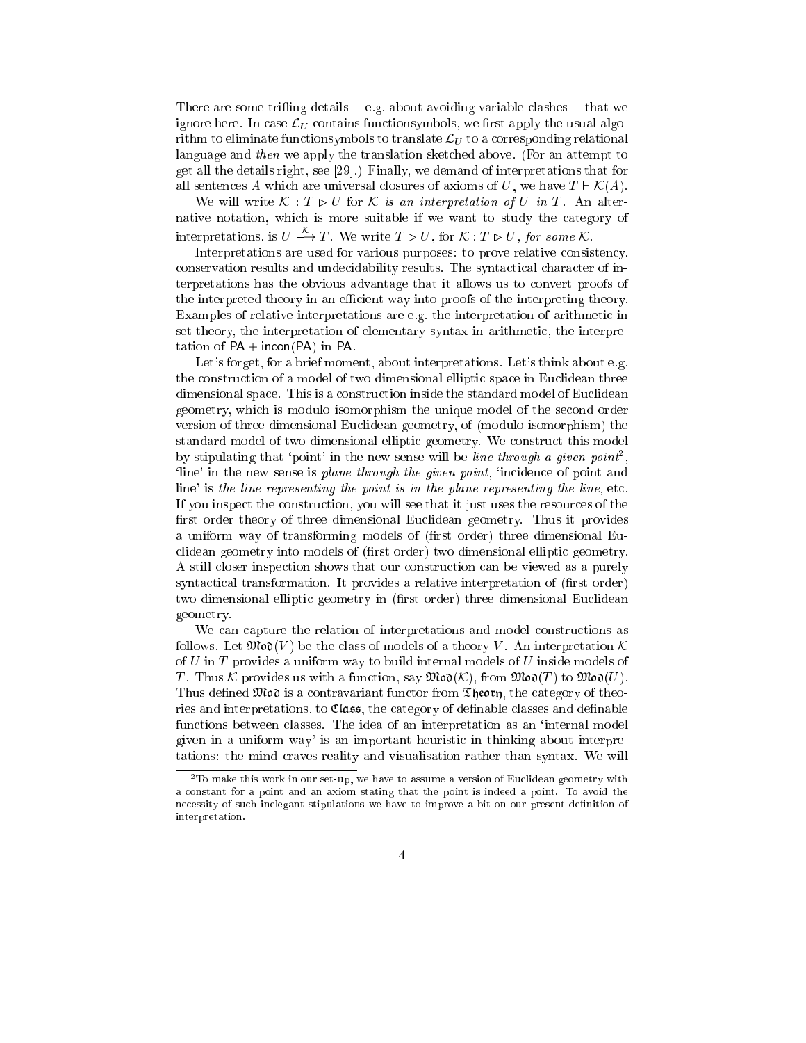There are some trifling details —e.g. about avoiding variable clashes— that we ignore here. In case $\mathcal{L}_U$ contains functionsymbols, we first apply the usual algorithm to eliminate functionsymbols to translate $\mathcal{L}_U$ to a corresponding relational language and *then* we apply the translation sketched above. (For an attempt to get all the details right, see [29].) Finally, we demand of interpretations that for all sentences $A$ which are universal closures of axioms of $U$, we have $T \vdash \mathcal{K}(A)$.

We will write $\mathcal{K} : T \rhd U$ for *$\mathcal{K}$ is an interpretation of $U$ in $T$*. An alternative notation, which is more suitable if we want to study the category of interpretations, is $U \xrightarrow{\mathcal{K}} T$. We write $T \rhd U$, for *$\mathcal{K} : T \rhd U$, for some $\mathcal{K}$*.

Interpretations are used for various purposes: to prove relative consistency, conservation results and undecidability results. The syntactical character of interpretations has the obvious advantage that it allows us to convert proofs of the interpreted theory in an efficient way into proofs of the interpreting theory. Examples of relative interpretations are e.g. the interpretation of arithmetic in set-theory, the interpretation of elementary syntax in arithmetic, the interpretation of $\mathsf{PA} + \mathsf{incon}(\mathsf{PA})$ in $\mathsf{PA}$.

Let's forget, for a brief moment, about interpretations. Let's think about e.g. the construction of a model of two dimensional elliptic space in Euclidean three dimensional space. This is a construction inside the standard model of Euclidean geometry, which is modulo isomorphism the unique model of the second order version of three dimensional Euclidean geometry, of (modulo isomorphism) the standard model of two dimensional elliptic geometry. We construct this model by stipulating that 'point' in the new sense will be *line through a given point*[2], 'line' in the new sense is *plane through the given point*, 'incidence of point and line' is *the line representing the point is in the plane representing the line*, etc. If you inspect the construction, you will see that it just uses the resources of the first order theory of three dimensional Euclidean geometry. Thus it provides a uniform way of transforming models of (first order) three dimensional Euclidean geometry into models of (first order) two dimensional elliptic geometry. A still closer inspection shows that our construction can be viewed as a purely syntactical transformation. It provides a relative interpretation of (first order) two dimensional elliptic geometry in (first order) three dimensional Euclidean geometry.

We can capture the relation of interpretations and model constructions as follows. Let $\mathfrak{Mod}(V)$ be the class of models of a theory $V$. An interpretation $\mathcal{K}$ of $U$ in $T$ provides a uniform way to build internal models of $U$ inside models of $T$. Thus $\mathcal{K}$ provides us with a function, say $\mathfrak{Mod}(\mathcal{K})$, from $\mathfrak{Mod}(T)$ to $\mathfrak{Mod}(U)$. Thus defined $\mathfrak{Mod}$ is a contravariant functor from $\mathfrak{Theory}$, the category of theories and interpretations, to $\mathfrak{Class}$, the category of definable classes and definable functions between classes. The idea of an interpretation as an 'internal model given in a uniform way' is an important heuristic in thinking about interpretations: the mind craves reality and visualisation rather than syntax. We will

[2] To make this work in our set-up, we have to assume a version of Euclidean geometry with a constant for a point and an axiom stating that the point is indeed a point. To avoid the necessity of such inelegant stipulations we have to improve a bit on our present definition of interpretation.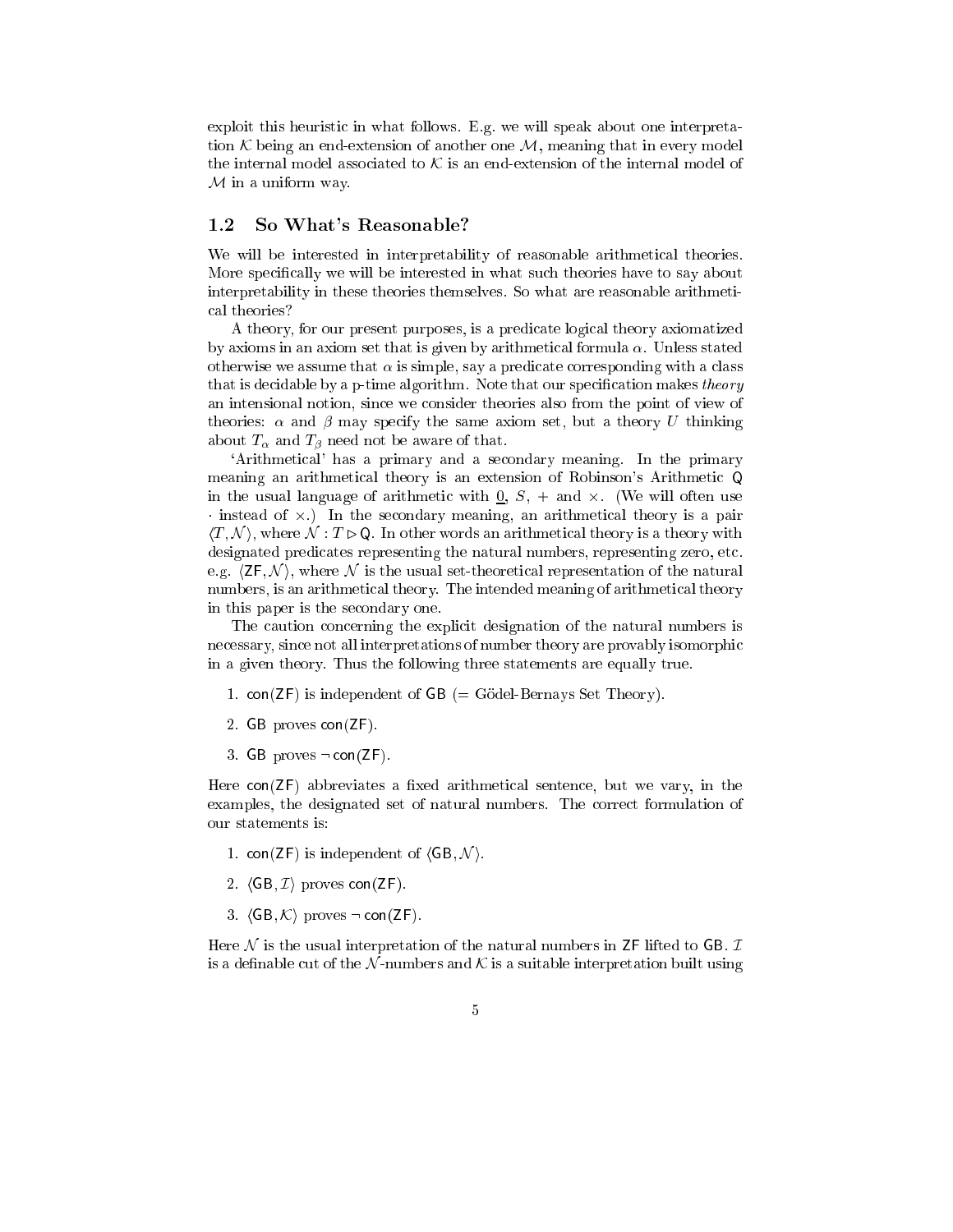exploit this heuristic in what follows. E.g. we will speak about one interpretation $\mathcal{K}$ being an end-extension of another one $\mathcal{M}$, meaning that in every model the internal model associated to $\mathcal{K}$ is an end-extension of the internal model of $\mathcal{M}$ in a uniform way.

### 1.2 So What's Reasonable?

We will be interested in interpretability of reasonable arithmetical theories. More specifically we will be interested in what such theories have to say about interpretability in these theories themselves. So what are reasonable arithmetical theories?

A theory, for our present purposes, is a predicate logical theory axiomatized by axioms in an axiom set that is given by arithmetical formula $\alpha$. Unless stated otherwise we assume that $\alpha$ is simple, say a predicate corresponding with a class that is decidable by a p-time algorithm. Note that our specification makes *theory* an intensional notion, since we consider theories also from the point of view of theories: $\alpha$ and $\beta$ may specify the same axiom set, but a theory $U$ thinking about $T_\alpha$ and $T_\beta$ need not be aware of that.

'Arithmetical' has a primary and a secondary meaning. In the primary meaning an arithmetical theory is an extension of Robinson's Arithmetic $\mathsf{Q}$ in the usual language of arithmetic with $\underline{0}$, $S$, $+$ and $\times$. (We will often use $\cdot$ instead of $\times$.) In the secondary meaning, an arithmetical theory is a pair $\langle T, \mathcal{N}\rangle$, where $\mathcal{N} : T \rhd \mathsf{Q}$. In other words an arithmetical theory is a theory with designated predicates representing the natural numbers, representing zero, etc. e.g. $\langle \mathsf{ZF}, \mathcal{N}\rangle$, where $\mathcal{N}$ is the usual set-theoretical representation of the natural numbers, is an arithmetical theory. The intended meaning of arithmetical theory in this paper is the secondary one.

The caution concerning the explicit designation of the natural numbers is necessary, since not all interpretations of number theory are provably isomorphic in a given theory. Thus the following three statements are equally true.

1. $\mathsf{con}(\mathsf{ZF})$ is independent of $\mathsf{GB}$ (= Gödel-Bernays Set Theory).
2. $\mathsf{GB}$ proves $\mathsf{con}(\mathsf{ZF})$.
3. $\mathsf{GB}$ proves $\neg\,\mathsf{con}(\mathsf{ZF})$.

Here $\mathsf{con}(\mathsf{ZF})$ abbreviates a fixed arithmetical sentence, but we vary, in the examples, the designated set of natural numbers. The correct formulation of our statements is:

1. $\mathsf{con}(\mathsf{ZF})$ is independent of $\langle \mathsf{GB}, \mathcal{N}\rangle$.
2. $\langle \mathsf{GB}, \mathcal{I}\rangle$ proves $\mathsf{con}(\mathsf{ZF})$.
3. $\langle \mathsf{GB}, \mathcal{K}\rangle$ proves $\neg\,\mathsf{con}(\mathsf{ZF})$.

Here $\mathcal{N}$ is the usual interpretation of the natural numbers in $\mathsf{ZF}$ lifted to $\mathsf{GB}$. $\mathcal{I}$ is a definable cut of the $\mathcal{N}$-numbers and $\mathcal{K}$ is a suitable interpretation built using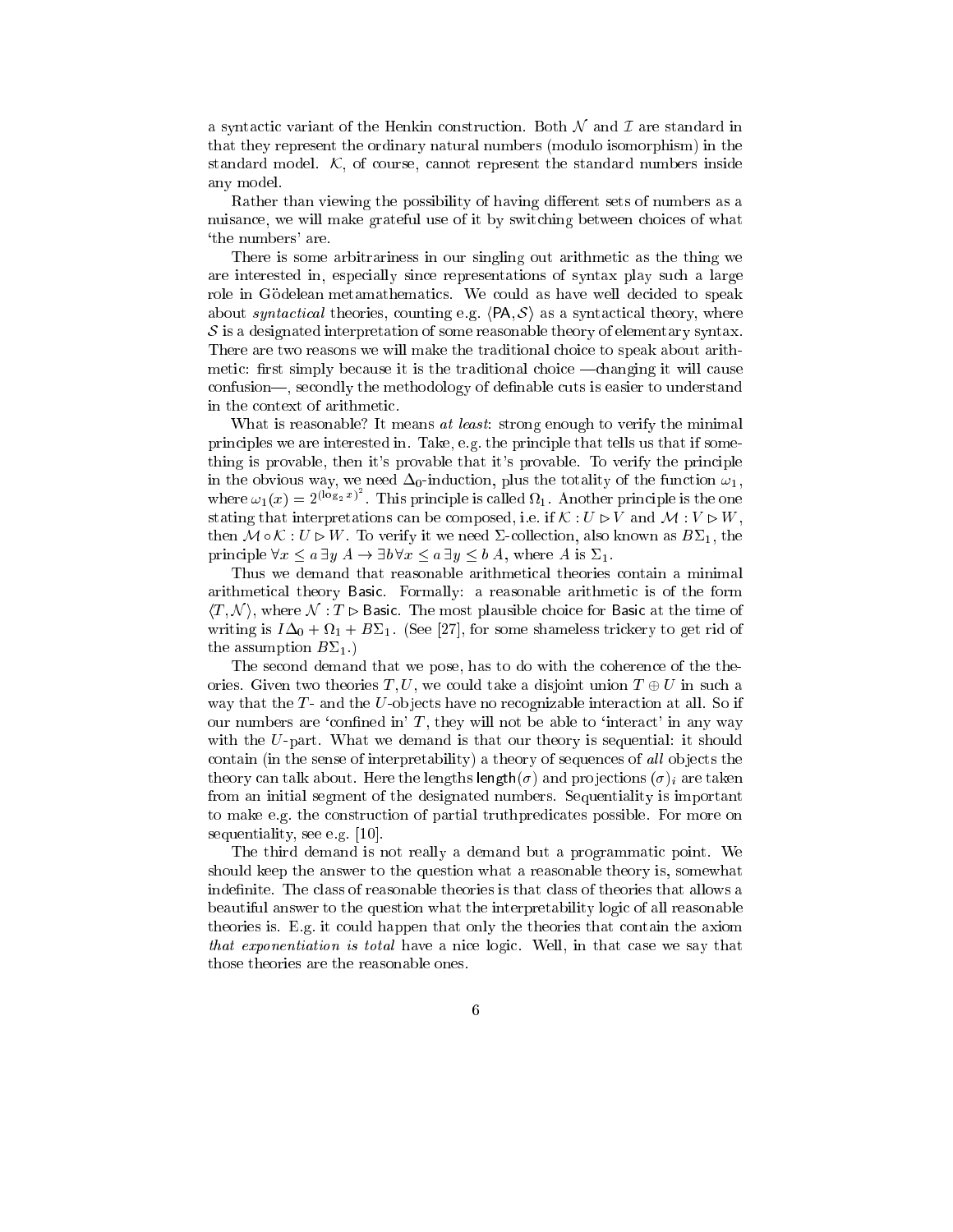a syntactic variant of the Henkin construction. Both $\mathcal{N}$ and $\mathcal{I}$ are standard in that they represent the ordinary natural numbers (modulo isomorphism) in the standard model. $\mathcal{K}$, of course, cannot represent the standard numbers inside any model.

Rather than viewing the possibility of having different sets of numbers as a nuisance, we will make grateful use of it by switching between choices of what 'the numbers' are.

There is some arbitrariness in our singling out arithmetic as the thing we are interested in, especially since representations of syntax play such a large role in Gödelean metamathematics. We could as have well decided to speak about *syntactical* theories, counting e.g. $\langle \mathsf{PA}, \mathcal{S} \rangle$ as a syntactical theory, where $\mathcal{S}$ is a designated interpretation of some reasonable theory of elementary syntax. There are two reasons we will make the traditional choice to speak about arithmetic: first simply because it is the traditional choice —changing it will cause confusion—, secondly the methodology of definable cuts is easier to understand in the context of arithmetic.

What is reasonable? It means *at least*: strong enough to verify the minimal principles we are interested in. Take, e.g. the principle that tells us that if something is provable, then it's provable that it's provable. To verify the principle in the obvious way, we need $\Delta_0$-induction, plus the totality of the function $\omega_1$, where $\omega_1(x) = 2^{(\log_2 x)^2}$. This principle is called $\Omega_1$. Another principle is the one stating that interpretations can be composed, i.e. if $\mathcal{K} : U \rhd V$ and $\mathcal{M} : V \rhd W$, then $\mathcal{M} \circ \mathcal{K} : U \rhd W$. To verify it we need $\Sigma$-collection, also known as $B\Sigma_1$, the principle $\forall x \leq a \, \exists y \, A \to \exists b \, \forall x \leq a \, \exists y \leq b \, A$, where $A$ is $\Sigma_1$.

Thus we demand that reasonable arithmetical theories contain a minimal arithmetical theory $\mathsf{Basic}$. Formally: a reasonable arithmetic is of the form $\langle T, \mathcal{N} \rangle$, where $\mathcal{N} : T \rhd \mathsf{Basic}$. The most plausible choice for $\mathsf{Basic}$ at the time of writing is $I\Delta_0 + \Omega_1 + B\Sigma_1$. (See [27], for some shameless trickery to get rid of the assumption $B\Sigma_1$.)

The second demand that we pose, has to do with the coherence of the theories. Given two theories $T, U$, we could take a disjoint union $T \oplus U$ in such a way that the $T$- and the $U$-objects have no recognizable interaction at all. So if our numbers are 'confined in' $T$, they will not be able to 'interact' in any way with the $U$-part. What we demand is that our theory is sequential: it should contain (in the sense of interpretability) a theory of sequences of *all* objects the theory can talk about. Here the lengths $\mathsf{length}(\sigma)$ and projections $(\sigma)_i$ are taken from an initial segment of the designated numbers. Sequentiality is important to make e.g. the construction of partial truthpredicates possible. For more on sequentiality, see e.g. [10].

The third demand is not really a demand but a programmatic point. We should keep the answer to the question what a reasonable theory is, somewhat indefinite. The class of reasonable theories is that class of theories that allows a beautiful answer to the question what the interpretability logic of all reasonable theories is. E.g. it could happen that only the theories that contain the axiom *that exponentiation is total* have a nice logic. Well, in that case we say that those theories are the reasonable ones.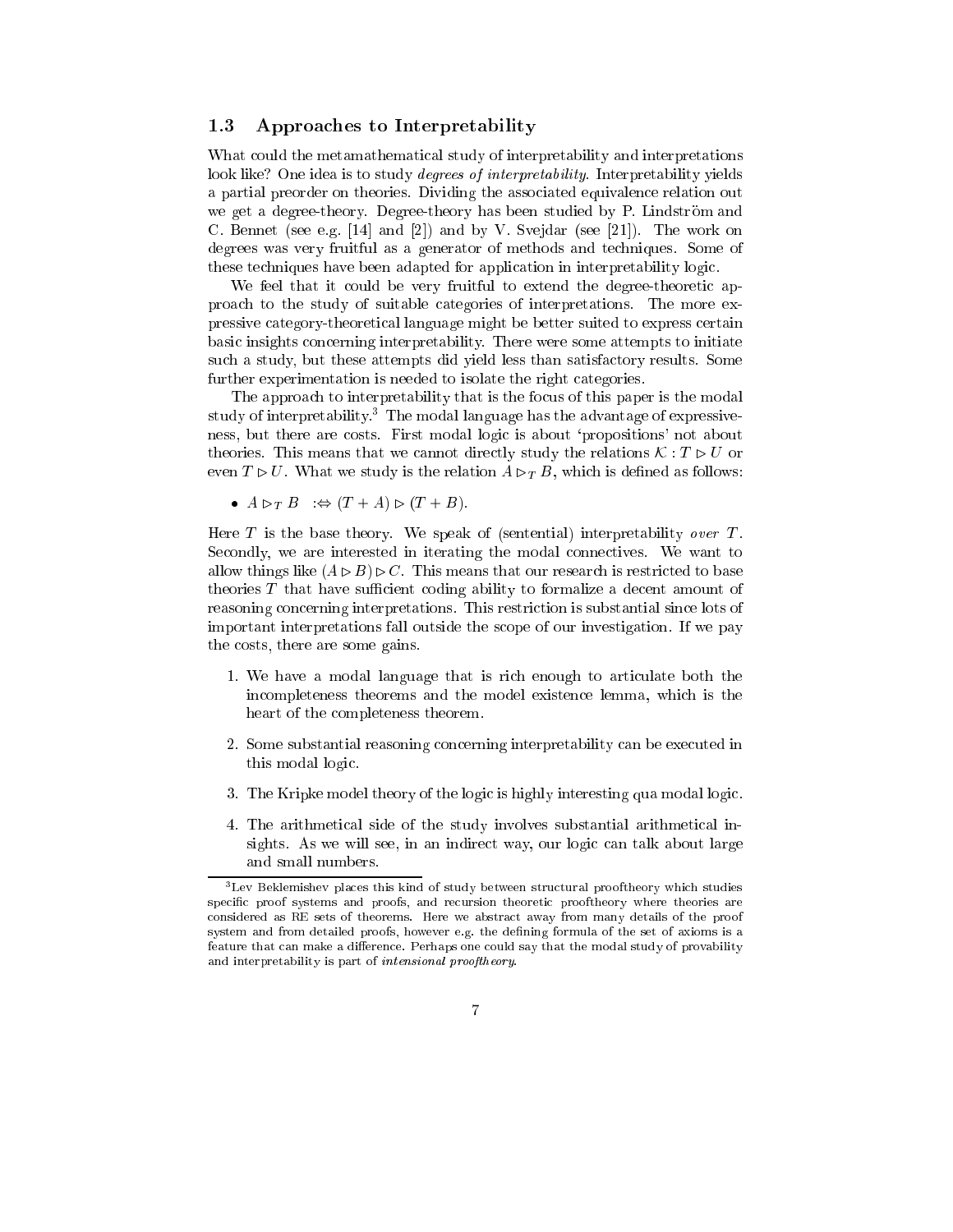### 1.3 Approaches to Interpretability

What could the metamathematical study of interpretability and interpretations look like? One idea is to study *degrees of interpretability*. Interpretability yields a partial preorder on theories. Dividing the associated equivalence relation out we get a degree-theory. Degree-theory has been studied by P. Lindström and C. Bennet (see e.g. [14] and [2]) and by V. Svejdar (see [21]). The work on degrees was very fruitful as a generator of methods and techniques. Some of these techniques have been adapted for application in interpretability logic.

We feel that it could be very fruitful to extend the degree-theoretic approach to the study of suitable categories of interpretations. The more expressive category-theoretical language might be better suited to express certain basic insights concerning interpretability. There were some attempts to initiate such a study, but these attempts did yield less than satisfactory results. Some further experimentation is needed to isolate the right categories.

The approach to interpretability that is the focus of this paper is the modal study of interpretability.[3] The modal language has the advantage of expressiveness, but there are costs. First modal logic is about 'propositions' not about theories. This means that we cannot directly study the relations $\mathcal{K} : T \rhd U$ or even $T \rhd U$. What we study is the relation $A \rhd_T B$, which is defined as follows:

- $A \rhd_T B \quad :\Leftrightarrow (T + A) \rhd (T + B)$.

Here $T$ is the base theory. We speak of (sentential) interpretability *over* $T$. Secondly, we are interested in iterating the modal connectives. We want to allow things like $(A \rhd B) \rhd C$. This means that our research is restricted to base theories $T$ that have sufficient coding ability to formalize a decent amount of reasoning concerning interpretations. This restriction is substantial since lots of important interpretations fall outside the scope of our investigation. If we pay the costs, there are some gains.

1. We have a modal language that is rich enough to articulate both the incompleteness theorems and the model existence lemma, which is the heart of the completeness theorem.

2. Some substantial reasoning concerning interpretability can be executed in this modal logic.

3. The Kripke model theory of the logic is highly interesting qua modal logic.

4. The arithmetical side of the study involves substantial arithmetical insights. As we will see, in an indirect way, our logic can talk about large and small numbers.

[3] Lev Beklemishev places this kind of study between structural prooftheory which studies specific proof systems and proofs, and recursion theoretic prooftheory where theories are considered as RE sets of theorems. Here we abstract away from many details of the proof system and from detailed proofs, however e.g. the defining formula of the set of axioms is a feature that can make a difference. Perhaps one could say that the modal study of provability and interpretability is part of *intensional prooftheory*.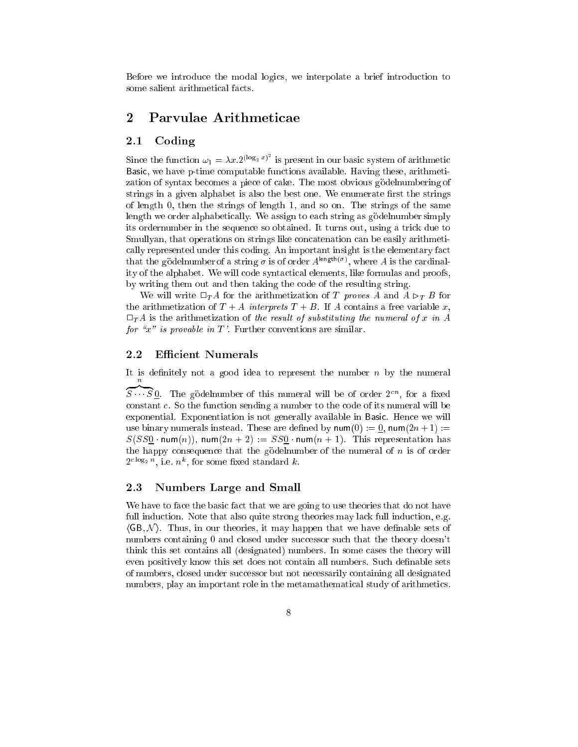Before we introduce the modal logics, we interpolate a brief introduction to some salient arithmetical facts.

## 2 Parvulae Arithmeticae

### 2.1 Coding

Since the function $\omega_1 = \lambda x. 2^{(\log_2 x)^2}$ is present in our basic system of arithmetic $\mathsf{Basic}$, we have p-time computable functions available. Having these, arithmetization of syntax becomes a piece of cake. The most obvious gödelnumbering of strings in a given alphabet is also the best one. We enumerate first the strings of length 0, then the strings of length 1, and so on. The strings of the same length we order alphabetically. We assign to each string as gödelnumber simply its ordernumber in the sequence so obtained. It turns out, using a trick due to Smullyan, that operations on strings like concatenation can be easily arithmetically represented under this coding. An important insight is the elementary fact that the gödelnumber of a string $\sigma$ is of order $A^{\mathsf{length}(\sigma)}$, where $A$ is the cardinality of the alphabet. We will code syntactical elements, like formulas and proofs, by writing them out and then taking the code of the resulting string.

We will write $\Box_T A$ for the arithmetization of $T$ *proves* $A$ and $A \rhd_T B$ for the arithmetization of $T + A$ *interprets* $T + B$. If $A$ contains a free variable $x$, $\Box_T A$ is the arithmetization of *the result of substituting the numeral of $x$ in $A$ for "$x$" is provable in $T$*'. Further conventions are similar.

### 2.2 Efficient Numerals

It is definitely not a good idea to represent the number $n$ by the numeral $\overbrace{S \cdots S}^{n}\underline{0}$. The gödelnumber of this numeral will be of order $2^{cn}$, for a fixed constant $c$. So the function sending a number to the code of its numeral will be exponential. Exponentiation is not generally available in $\mathsf{Basic}$. Hence we will use binary numerals instead. These are defined by $\mathsf{num}(0) := \underline{0}$, $\mathsf{num}(2n+1) := S(SS\underline{0} \cdot \mathsf{num}(n))$, $\mathsf{num}(2n+2) := SS\underline{0} \cdot \mathsf{num}(n+1)$. This representation has the happy consequence that the gödelnumber of the numeral of $n$ is of order $2^{c \log_2 n}$, i.e. $n^k$, for some fixed standard $k$.

### 2.3 Numbers Large and Small

We have to face the basic fact that we are going to use theories that do not have full induction. Note that also quite strong theories may lack full induction, e.g. $\langle \mathsf{GB}, \mathcal{N} \rangle$. Thus, in our theories, it may happen that we have definable sets of numbers containing 0 and closed under successor such that the theory doesn't think this set contains all (designated) numbers. In some cases the theory will even positively know this set does not contain all numbers. Such definable sets of numbers, closed under successor but not necessarily containing all designated numbers, play an important role in the metamathematical study of arithmetics.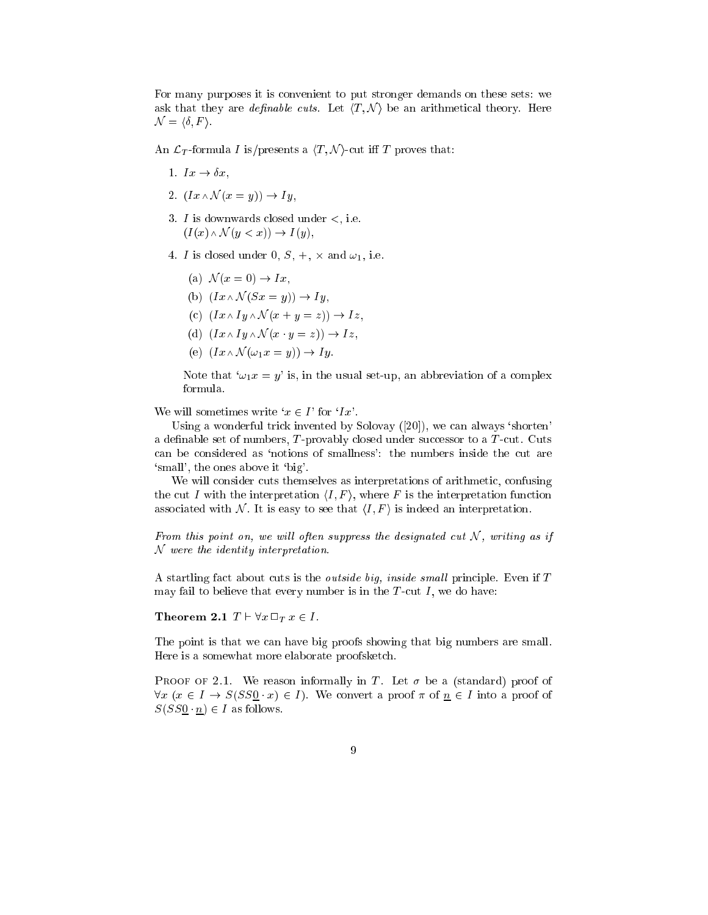For many purposes it is convenient to put stronger demands on these sets: we ask that they are *definable cuts*. Let $\langle T, \mathcal{N}\rangle$ be an arithmetical theory. Here $\mathcal{N} = \langle \delta, F\rangle$.

An $\mathcal{L}_T$-formula $I$ is/presents a $\langle T, \mathcal{N}\rangle$-cut iff $T$ proves that:

1. $Ix \to \delta x$,
2. $(Ix \wedge \mathcal{N}(x = y)) \to Iy$,
3. $I$ is downwards closed under $<$, i.e. $(I(x) \wedge \mathcal{N}(y < x)) \to I(y)$,
4. $I$ is closed under $0$, $S$, $+$, $\times$ and $\omega_1$, i.e.
   (a) $\mathcal{N}(x = 0) \to Ix$,
   (b) $(Ix \wedge \mathcal{N}(Sx = y)) \to Iy$,
   (c) $(Ix \wedge Iy \wedge \mathcal{N}(x + y = z)) \to Iz$,
   (d) $(Ix \wedge Iy \wedge \mathcal{N}(x \cdot y = z)) \to Iz$,
   (e) $(Ix \wedge \mathcal{N}(\omega_1 x = y)) \to Iy$.

   Note that '$\omega_1 x = y$' is, in the usual set-up, an abbreviation of a complex formula.

We will sometimes write '$x \in I$' for '$Ix$'.

Using a wonderful trick invented by Solovay ([20]), we can always 'shorten' a definable set of numbers, $T$-provably closed under successor to a $T$-cut. Cuts can be considered as 'notions of smallness': the numbers inside the cut are 'small', the ones above it 'big'.

We will consider cuts themselves as interpretations of arithmetic, confusing the cut $I$ with the interpretation $\langle I, F\rangle$, where $F$ is the interpretation function associated with $\mathcal{N}$. It is easy to see that $\langle I, F\rangle$ is indeed an interpretation.

*From this point on, we will often suppress the designated cut $\mathcal{N}$, writing as if $\mathcal{N}$ were the identity interpretation.*

A startling fact about cuts is the *outside big, inside small* principle. Even if $T$ may fail to believe that every number is in the $T$-cut $I$, we do have:

**Theorem 2.1** $T \vdash \forall x \,\Box_T\, x \in I$.

The point is that we can have big proofs showing that big numbers are small. Here is a somewhat more elaborate proofsketch.

Proof of 2.1. We reason informally in $T$. Let $\sigma$ be a (standard) proof of $\forall x\ (x \in I \to S(SS\underline{0} \cdot x) \in I)$. We convert a proof $\pi$ of $\underline{n} \in I$ into a proof of $S(SS\underline{0} \cdot \underline{n}) \in I$ as follows.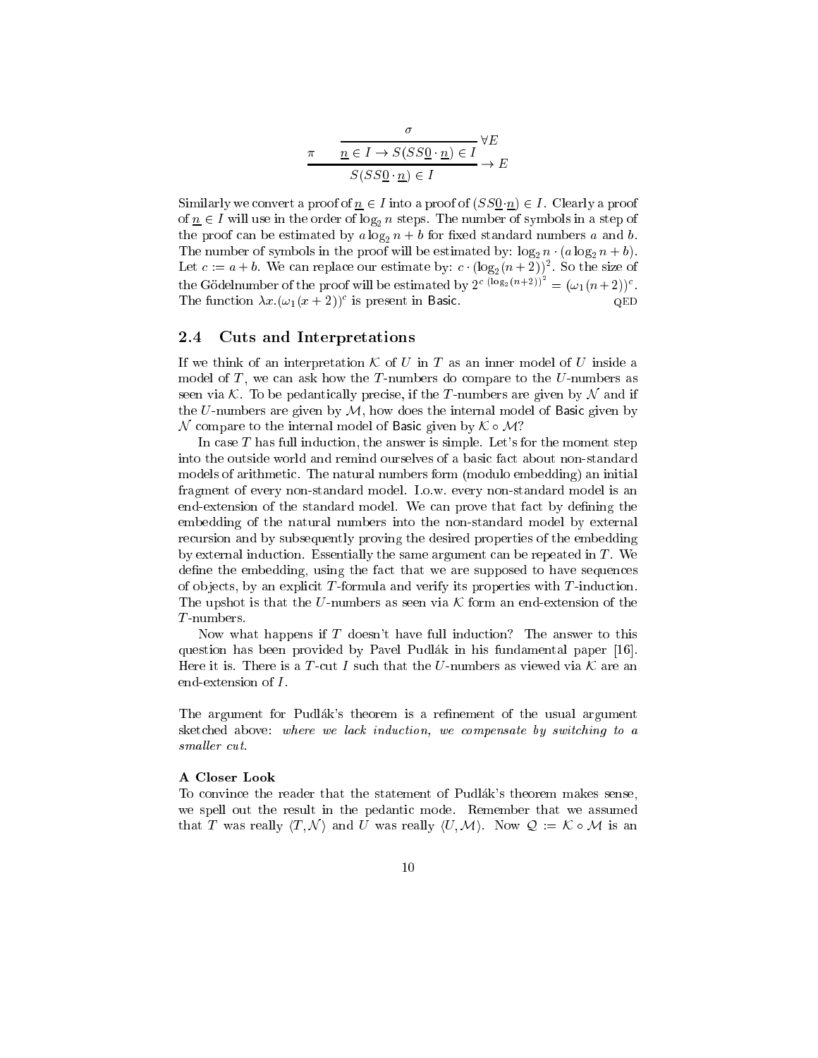$$\dfrac{\pi \qquad \dfrac{\sigma}{\underline{n} \in I \rightarrow S(SS\underline{0} \cdot \underline{n}) \in I} \forall E}{S(SS\underline{0} \cdot \underline{n}) \in I} \rightarrow E$$

Similarly we convert a proof of $\underline{n} \in I$ into a proof of $(SS\underline{0} \cdot \underline{n}) \in I$. Clearly a proof of $\underline{n} \in I$ will use in the order of $\log_2 n$ steps. The number of symbols in a step of the proof can be estimated by $a \log_2 n + b$ for fixed standard numbers $a$ and $b$. The number of symbols in the proof will be estimated by: $\log_2 n \cdot (a \log_2 n + b)$. Let $c := a + b$. We can replace our estimate by: $c \cdot (\log_2(n+2))^2$. So the size of the Gödelnumber of the proof will be estimated by $2^{c\,(\log_2(n+2))^2} = (\omega_1(n+2))^c$. The function $\lambda x.(\omega_1(x+2))^c$ is present in Basic. QED

## 2.4 Cuts and Interpretations

If we think of an interpretation $\mathcal{K}$ of $U$ in $T$ as an inner model of $U$ inside a model of $T$, we can ask how the $T$-numbers do compare to the $U$-numbers as seen via $\mathcal{K}$. To be pedantically precise, if the $T$-numbers are given by $\mathcal{N}$ and if the $U$-numbers are given by $\mathcal{M}$, how does the internal model of Basic given by $\mathcal{N}$ compare to the internal model of Basic given by $\mathcal{K} \circ \mathcal{M}$?

In case $T$ has full induction, the answer is simple. Let's for the moment step into the outside world and remind ourselves of a basic fact about non-standard models of arithmetic. The natural numbers form (modulo embedding) an initial fragment of every non-standard model. I.o.w. every non-standard model is an end-extension of the standard model. We can prove that fact by defining the embedding of the natural numbers into the non-standard model by external recursion and by subsequently proving the desired properties of the embedding by external induction. Essentially the same argument can be repeated in $T$. We define the embedding, using the fact that we are supposed to have sequences of objects, by an explicit $T$-formula and verify its properties with $T$-induction. The upshot is that the $U$-numbers as seen via $\mathcal{K}$ form an end-extension of the $T$-numbers.

Now what happens if $T$ doesn't have full induction? The answer to this question has been provided by Pavel Pudlák in his fundamental paper [16]. Here it is. There is a $T$-cut $I$ such that the $U$-numbers as viewed via $\mathcal{K}$ are an end-extension of $I$.

The argument for Pudlák's theorem is a refinement of the usual argument sketched above: *where we lack induction, we compensate by switching to a smaller cut.*

**A Closer Look**

To convince the reader that the statement of Pudlák's theorem makes sense, we spell out the result in the pedantic mode. Remember that we assumed that $T$ was really $\langle T, \mathcal{N} \rangle$ and $U$ was really $\langle U, \mathcal{M} \rangle$. Now $\mathcal{Q} := \mathcal{K} \circ \mathcal{M}$ is an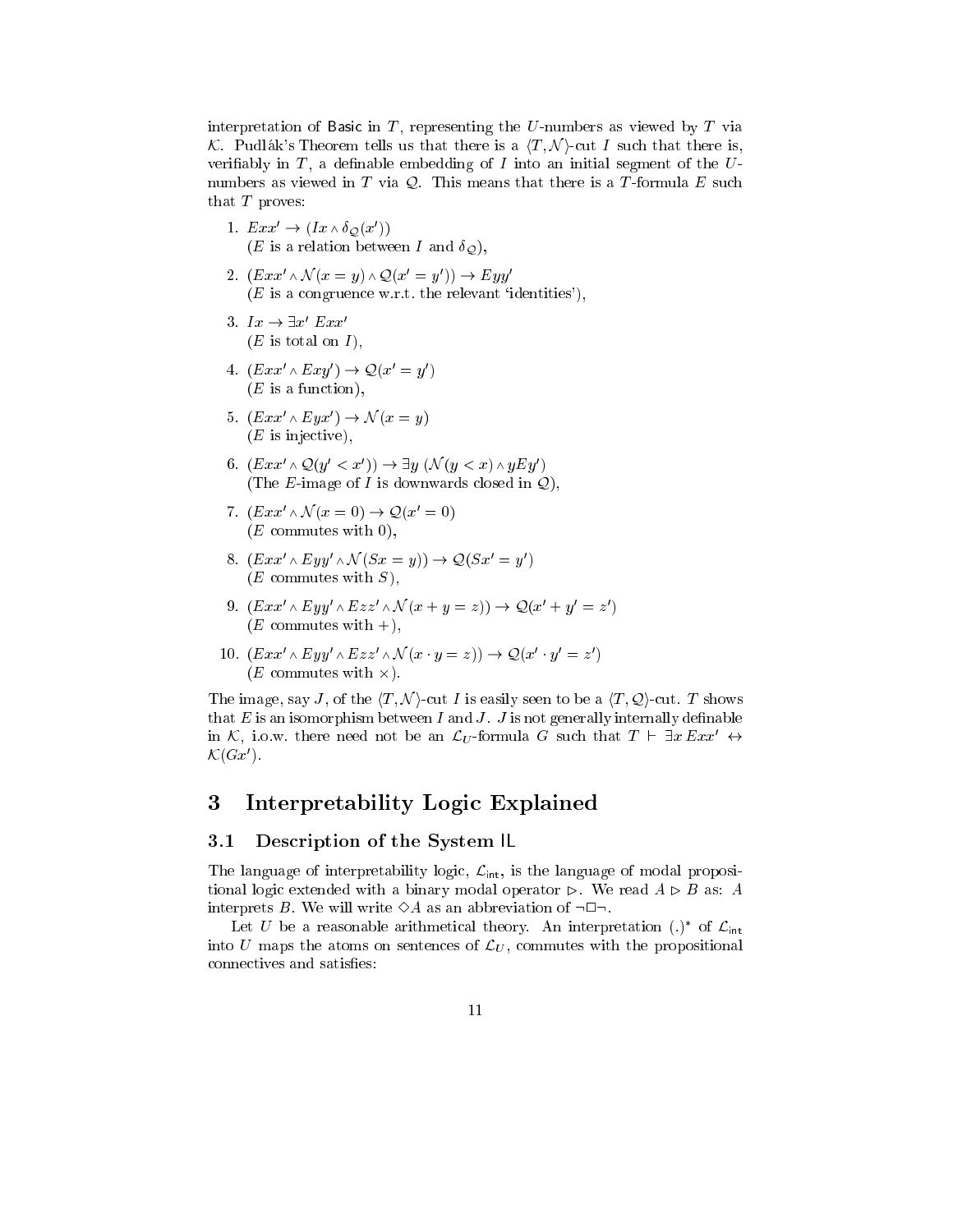interpretation of Basic in $T$, representing the $U$-numbers as viewed by $T$ via $\mathcal{K}$. Pudlák's Theorem tells us that there is a $\langle T, \mathcal{N} \rangle$-cut $I$ such that there is, verifiably in $T$, a definable embedding of $I$ into an initial segment of the $U$-numbers as viewed in $T$ via $\mathcal{Q}$. This means that there is a $T$-formula $E$ such that $T$ proves:

1. $Exx' \to (Ix \wedge \delta_{\mathcal{Q}}(x'))$
   ($E$ is a relation between $I$ and $\delta_{\mathcal{Q}}$),
2. $(Exx' \wedge \mathcal{N}(x = y) \wedge \mathcal{Q}(x' = y')) \to Eyy'$
   ($E$ is a congruence w.r.t. the relevant 'identities'),
3. $Ix \to \exists x' \; Exx'$
   ($E$ is total on $I$),
4. $(Exx' \wedge Exy') \to \mathcal{Q}(x' = y')$
   ($E$ is a function),
5. $(Exx' \wedge Eyx') \to \mathcal{N}(x = y)$
   ($E$ is injective),
6. $(Exx' \wedge \mathcal{Q}(y' < x')) \to \exists y \; (\mathcal{N}(y < x) \wedge yEy')$
   (The $E$-image of $I$ is downwards closed in $\mathcal{Q}$),
7. $(Exx' \wedge \mathcal{N}(x = 0) \to \mathcal{Q}(x' = 0)$
   ($E$ commutes with 0),
8. $(Exx' \wedge Eyy' \wedge \mathcal{N}(Sx = y)) \to \mathcal{Q}(Sx' = y')$
   ($E$ commutes with $S$),
9. $(Exx' \wedge Eyy' \wedge Ezz' \wedge \mathcal{N}(x + y = z)) \to \mathcal{Q}(x' + y' = z')$
   ($E$ commutes with $+$),
10. $(Exx' \wedge Eyy' \wedge Ezz' \wedge \mathcal{N}(x \cdot y = z)) \to \mathcal{Q}(x' \cdot y' = z')$
    ($E$ commutes with $\times$).

The image, say $J$, of the $\langle T, \mathcal{N} \rangle$-cut $I$ is easily seen to be a $\langle T, \mathcal{Q} \rangle$-cut. $T$ shows that $E$ is an isomorphism between $I$ and $J$. $J$ is not generally internally definable in $\mathcal{K}$, i.o.w. there need not be an $\mathcal{L}_U$-formula $G$ such that $T \vdash \exists x \, Exx' \leftrightarrow \mathcal{K}(Gx')$.

# 3 Interpretability Logic Explained

## 3.1 Description of the System IL

The language of interpretability logic, $\mathcal{L}_{\mathsf{int}}$, is the language of modal propositional logic extended with a binary modal operator $\rhd$. We read $A \rhd B$ as: $A$ interprets $B$. We will write $\Diamond A$ as an abbreviation of $\neg\Box\neg$.

Let $U$ be a reasonable arithmetical theory. An interpretation $(.)^*$ of $\mathcal{L}_{\mathsf{int}}$ into $U$ maps the atoms on sentences of $\mathcal{L}_U$, commutes with the propositional connectives and satisfies: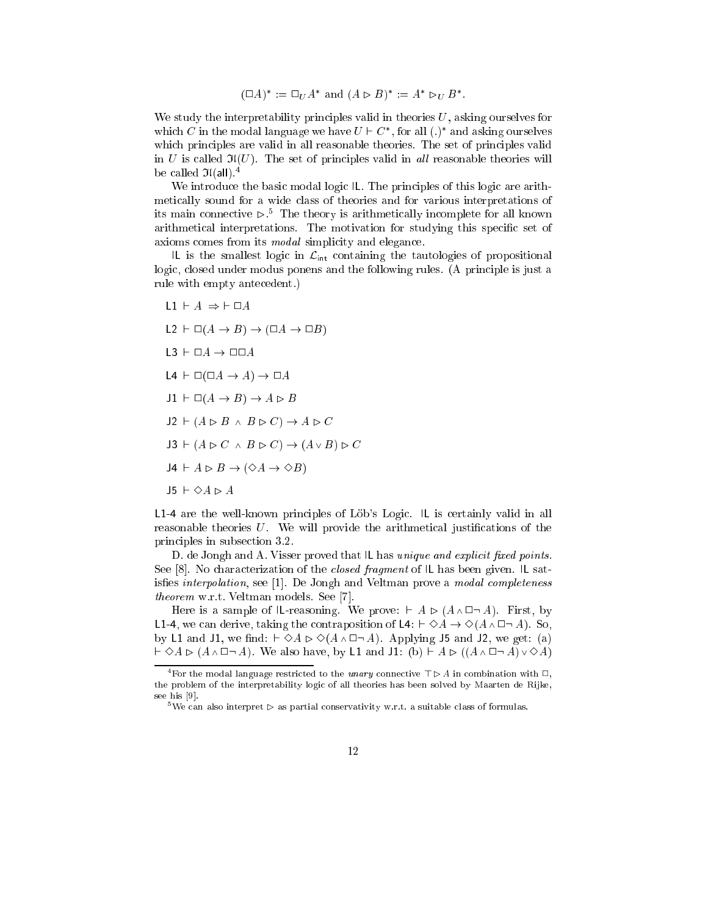$$(\Box A)^* := \Box_U A^* \text{ and } (A \rhd B)^* := A^* \rhd_U B^*.$$

We study the interpretability principles valid in theories $U$, asking ourselves for which $C$ in the modal language we have $U \vdash C^*$, for all $(.)^*$ and asking ourselves which principles are valid in all reasonable theories. The set of principles valid in $U$ is called $\mathfrak{Il}(U)$. The set of principles valid in *all* reasonable theories will be called $\mathfrak{Il}(\mathsf{all})$.[4]

We introduce the basic modal logic IL. The principles of this logic are arithmetically sound for a wide class of theories and for various interpretations of its main connective $\rhd$.[5] The theory is arithmetically incomplete for all known arithmetical interpretations. The motivation for studying this specific set of axioms comes from its *modal* simplicity and elegance.

IL is the smallest logic in $\mathcal{L}_{\mathsf{int}}$ containing the tautologies of propositional logic, closed under modus ponens and the following rules. (A principle is just a rule with empty antecedent.)

- L1 $\vdash A \;\Rightarrow \vdash \Box A$
- L2 $\vdash \Box(A \to B) \to (\Box A \to \Box B)$
- L3 $\vdash \Box A \to \Box\Box A$
- L4 $\vdash \Box(\Box A \to A) \to \Box A$
- J1 $\vdash \Box(A \to B) \to A \rhd B$
- J2 $\vdash (A \rhd B \;\wedge\; B \rhd C) \to A \rhd C$
- J3 $\vdash (A \rhd C \;\wedge\; B \rhd C) \to (A \vee B) \rhd C$
- J4 $\vdash A \rhd B \to (\Diamond A \to \Diamond B)$
- J5 $\vdash \Diamond A \rhd A$

L1-4 are the well-known principles of Löb's Logic. IL is certainly valid in all reasonable theories $U$. We will provide the arithmetical justifications of the principles in subsection 3.2.

D. de Jongh and A. Visser proved that IL has *unique and explicit fixed points*. See [8]. No characterization of the *closed fragment* of IL has been given. IL satisfies *interpolation*, see [1]. De Jongh and Veltman prove a *modal completeness theorem* w.r.t. Veltman models. See [7].

Here is a sample of IL-reasoning. We prove: $\vdash A \rhd (A \wedge \Box\neg A)$. First, by L1-4, we can derive, taking the contraposition of L4: $\vdash \Diamond A \to \Diamond(A \wedge \Box\neg A)$. So, by L1 and J1, we find: $\vdash \Diamond A \rhd \Diamond(A \wedge \Box\neg A)$. Applying J5 and J2, we get: (a) $\vdash \Diamond A \rhd (A \wedge \Box\neg A)$. We also have, by L1 and J1: (b) $\vdash A \rhd ((A \wedge \Box\neg A) \vee \Diamond A)$

[4] For the modal language restricted to the *unary* connective $\top \rhd A$ in combination with $\Box$, the problem of the interpretability logic of all theories has been solved by Maarten de Rijke, see his [9].

[5] We can also interpret $\rhd$ as partial conservativity w.r.t. a suitable class of formulas.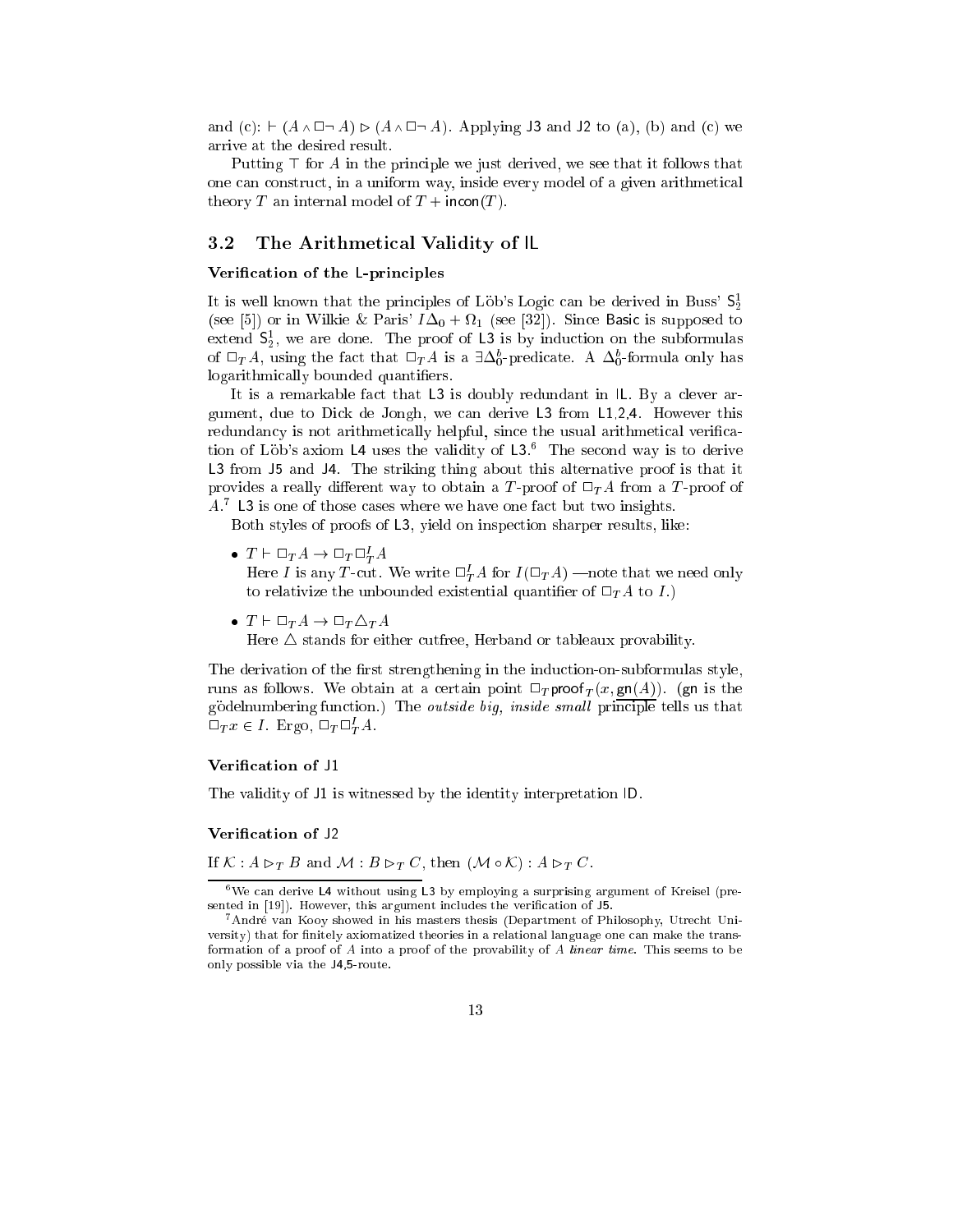and (c): $\vdash (A \wedge \Box\neg A) \rhd (A \wedge \Box\neg A)$. Applying J3 and J2 to (a), (b) and (c) we arrive at the desired result.

Putting $\top$ for $A$ in the principle we just derived, we see that it follows that one can construct, in a uniform way, inside every model of a given arithmetical theory $T$ an internal model of $T + \mathsf{incon}(T)$.

## 3.2 The Arithmetical Validity of IL

**Verification of the L-principles**

It is well known that the principles of Löb's Logic can be derived in Buss' $\mathsf{S}^1_2$ (see [5]) or in Wilkie & Paris' $I\Delta_0 + \Omega_1$ (see [32]). Since Basic is supposed to extend $\mathsf{S}^1_2$, we are done. The proof of L3 is by induction on the subformulas of $\Box_T A$, using the fact that $\Box_T A$ is a $\exists\Delta^b_0$-predicate. A $\Delta^b_0$-formula only has logarithmically bounded quantifiers.

It is a remarkable fact that L3 is doubly redundant in IL. By a clever argument, due to Dick de Jongh, we can derive L3 from L1,2,4. However this redundancy is not arithmetically helpful, since the usual arithmetical verification of Löb's axiom L4 uses the validity of L3.[6] The second way is to derive L3 from J5 and J4. The striking thing about this alternative proof is that it provides a really different way to obtain a $T$-proof of $\Box_T A$ from a $T$-proof of $A$.[7] L3 is one of those cases where we have one fact but two insights.

Both styles of proofs of L3, yield on inspection sharper results, like:

- $T \vdash \Box_T A \to \Box_T \Box^I_T A$
  Here $I$ is any $T$-cut. We write $\Box^I_T A$ for $I(\Box_T A)$ —note that we need only to relativize the unbounded existential quantifier of $\Box_T A$ to $I$.)
- $T \vdash \Box_T A \to \Box_T \triangle_T A$
  Here $\triangle$ stands for either cutfree, Herband or tableaux provability.

The derivation of the first strengthening in the induction-on-subformulas style, runs as follows. We obtain at a certain point $\Box_T \mathsf{proof}_T(x, \mathsf{gn}(A))$. (gn is the gödelnumbering function.) The *outside big, inside small* principle tells us that $\Box_T x \in I$. Ergo, $\Box_T \Box^I_T A$.

**Verification of J1**

The validity of J1 is witnessed by the identity interpretation ID.

**Verification of J2**

If $\mathcal{K} : A \rhd_T B$ and $\mathcal{M} : B \rhd_T C$, then $(\mathcal{M} \circ \mathcal{K}) : A \rhd_T C$.

---

[6] We can derive L4 without using L3 by employing a surprising argument of Kreisel (presented in [19]). However, this argument includes the verification of J5.

[7] André van Kooy showed in his masters thesis (Department of Philosophy, Utrecht University) that for finitely axiomatized theories in a relational language one can make the transformation of a proof of $A$ into a proof of the provability of $A$ *linear time*. This seems to be only possible via the J4,5-route.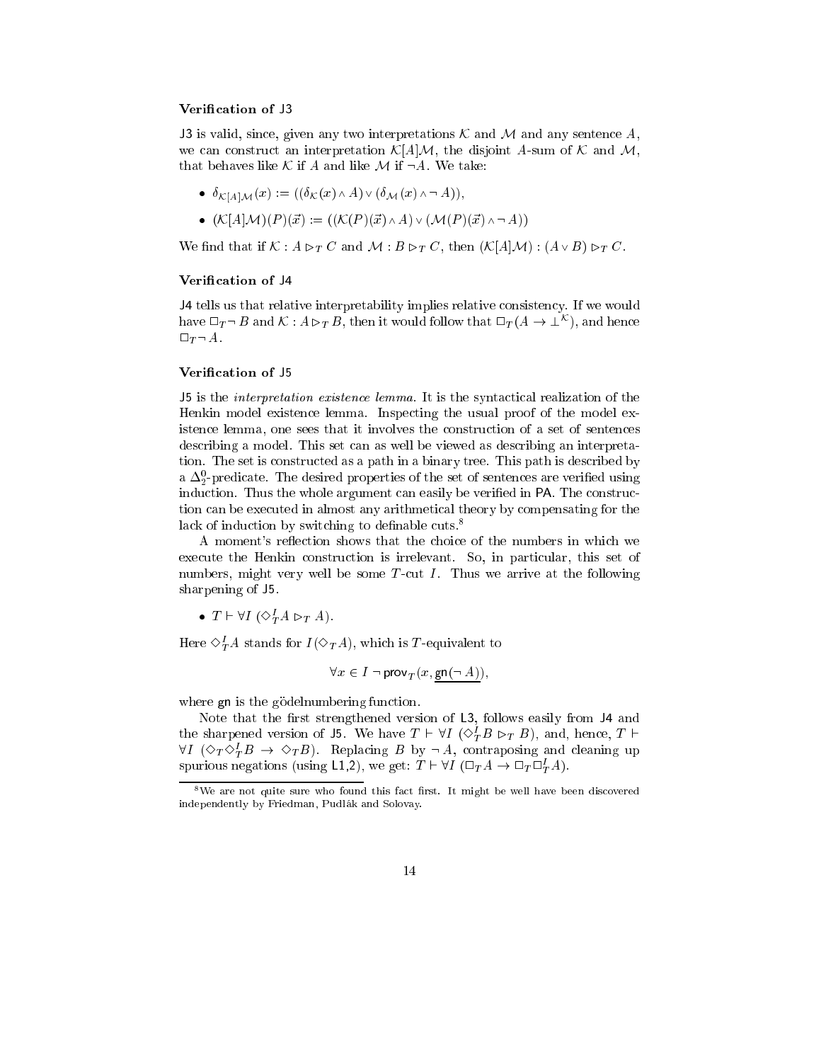### Verification of J3

J3 is valid, since, given any two interpretations $\mathcal{K}$ and $\mathcal{M}$ and any sentence $A$, we can construct an interpretation $\mathcal{K}[A]\mathcal{M}$, the disjoint $A$-sum of $\mathcal{K}$ and $\mathcal{M}$, that behaves like $\mathcal{K}$ if $A$ and like $\mathcal{M}$ if $\neg A$. We take:

- $\delta_{\mathcal{K}[A]\mathcal{M}}(x) := ((\delta_{\mathcal{K}}(x) \wedge A) \vee (\delta_{\mathcal{M}}(x) \wedge \neg A))$,
- $(\mathcal{K}[A]\mathcal{M})(P)(\vec{x}) := ((\mathcal{K}(P)(\vec{x}) \wedge A) \vee (\mathcal{M}(P)(\vec{x}) \wedge \neg A))$

We find that if $\mathcal{K} : A \rhd_T C$ and $\mathcal{M} : B \rhd_T C$, then $(\mathcal{K}[A]\mathcal{M}) : (A \vee B) \rhd_T C$.

### Verification of J4

J4 tells us that relative interpretability implies relative consistency. If we would have $\Box_T \neg B$ and $\mathcal{K} : A \rhd_T B$, then it would follow that $\Box_T(A \to \bot^{\mathcal{K}})$, and hence $\Box_T \neg A$.

### Verification of J5

J5 is the *interpretation existence lemma*. It is the syntactical realization of the Henkin model existence lemma. Inspecting the usual proof of the model existence lemma, one sees that it involves the construction of a set of sentences describing a model. This set can as well be viewed as describing an interpretation. The set is constructed as a path in a binary tree. This path is described by a $\Delta^0_2$-predicate. The desired properties of the set of sentences are verified using induction. Thus the whole argument can easily be verified in PA. The construction can be executed in almost any arithmetical theory by compensating for the lack of induction by switching to definable cuts.[8]

A moment's reflection shows that the choice of the numbers in which we execute the Henkin construction is irrelevant. So, in particular, this set of numbers, might very well be some $T$-cut $I$. Thus we arrive at the following sharpening of J5.

- $T \vdash \forall I\ (\Diamond^I_T A \rhd_T A)$.

Here $\Diamond^I_T A$ stands for $I(\Diamond_T A)$, which is $T$-equivalent to

$$\forall x \in I\ \neg\, \mathsf{prov}_T(x, \underline{\mathsf{gn}(\neg A)}),$$

where gn is the gödelnumbering function.

Note that the first strengthened version of L3, follows easily from J4 and the sharpened version of J5. We have $T \vdash \forall I\ (\Diamond^I_T B \rhd_T B)$, and, hence, $T \vdash \forall I\ (\Diamond_T \Diamond^I_T B \to \Diamond_T B)$. Replacing $B$ by $\neg A$, contraposing and cleaning up spurious negations (using L1,2), we get: $T \vdash \forall I\ (\Box_T A \to \Box_T \Box^I_T A)$.

[8] We are not quite sure who found this fact first. It might be well have been discovered independently by Friedman, Pudlák and Solovay.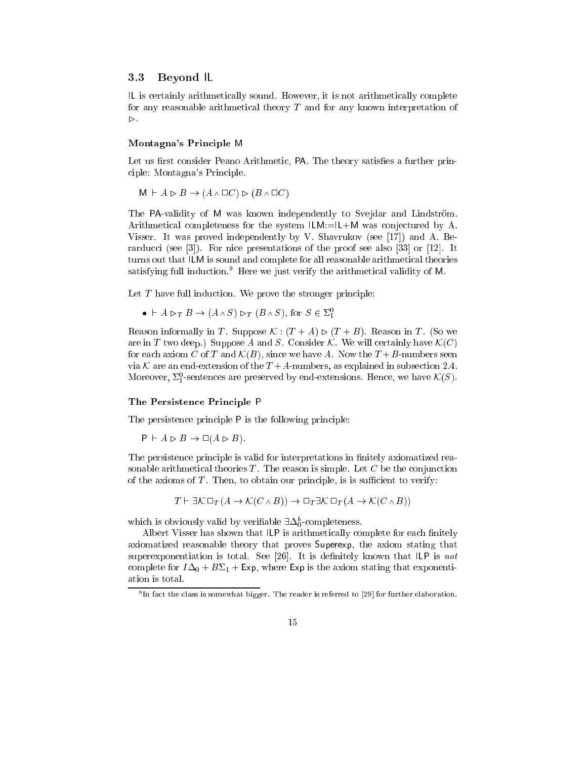### 3.3 Beyond IL

IL is certainly arithmetically sound. However, it is not arithmetically complete for any reasonable arithmetical theory $T$ and for any known interpretation of $\rhd$.

#### Montagna's Principle M

Let us first consider Peano Arithmetic, PA. The theory satisfies a further principle: Montagna's Principle.

$\mathsf{M} \vdash A \rhd B \to (A \wedge \Box C) \rhd (B \wedge \Box C)$

The PA-validity of M was known independently to Svejdar and Lindström. Arithmetical completeness for the system ILM:=IL+M was conjectured by A. Visser. It was proved independently by V. Shavrukov (see [17]) and A. Berarducci (see [3]). For nice presentations of the proof see also [33] or [12]. It turns out that ILM is sound and complete for all reasonable arithmetical theories satisfying full induction.[9] Here we just verify the arithmetical validity of M.

Let $T$ have full induction. We prove the stronger principle:

- $\vdash A \rhd_T B \to (A \wedge S) \rhd_T (B \wedge S)$, for $S \in \Sigma^0_1$

Reason informally in $T$. Suppose $\mathcal{K} : (T + A) \rhd (T + B)$. Reason in $T$. (So we are in $T$ two deep.) Suppose $A$ and $S$. Consider $\mathcal{K}$. We will certainly have $\mathcal{K}(C)$ for each axiom $C$ of $T$ and $\mathcal{K}(B)$, since we have $A$. Now the $T + B$-numbers seen via $\mathcal{K}$ are an end-extension of the $T + A$-numbers, as explained in subsection 2.4. Moreover, $\Sigma^0_1$-sentences are preserved by end-extensions. Hence, we have $\mathcal{K}(S)$.

#### The Persistence Principle P

The persistence principle P is the following principle:

$\mathsf{P} \vdash A \rhd B \to \Box(A \rhd B)$.

The persistence principle is valid for interpretations in finitely axiomatized reasonable arithmetical theories $T$. The reason is simple. Let $C$ be the conjunction of the axioms of $T$. Then, to obtain our principle, is is sufficient to verify:

$$T \vdash \exists \mathcal{K}\, \Box_T (A \to \mathcal{K}(C \wedge B)) \to \Box_T \exists \mathcal{K}\, \Box_T (A \to \mathcal{K}(C \wedge B))$$

which is obviously valid by verifiable $\exists\Delta^b_0$-completeness.

Albert Visser has shown that ILP is arithmetically complete for each finitely axiomatized reasonable theory that proves Superexp, the axiom stating that superexponentiation is total. See [26]. It is definitely known that ILP is *not* complete for $I\Delta_0 + B\Sigma_1 + \mathsf{Exp}$, where Exp is the axiom stating that exponentiation is total.

[9] In fact the class is somewhat bigger. The reader is referred to [29] for further elaboration.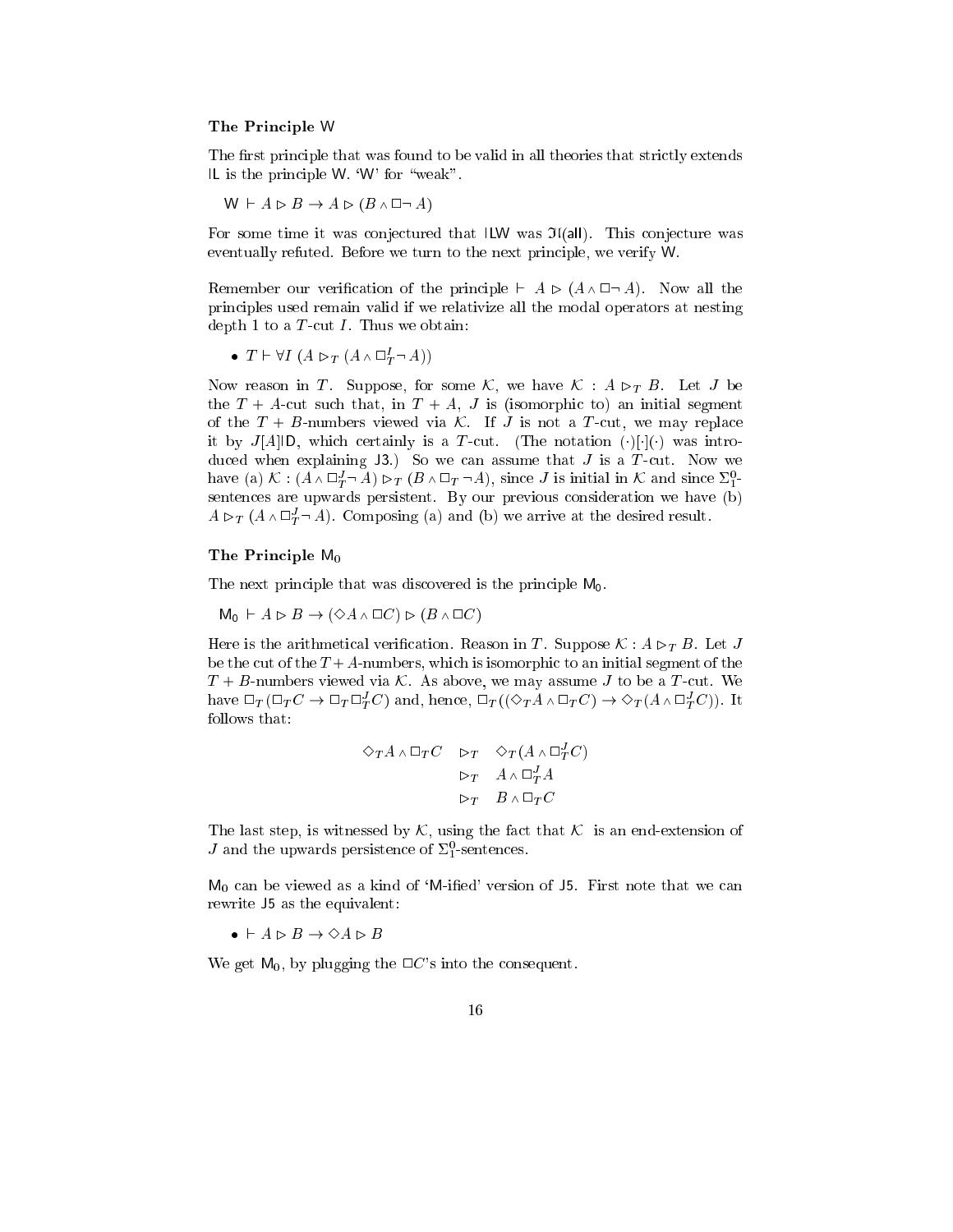### The Principle W

The first principle that was found to be valid in all theories that strictly extends IL is the principle W. 'W' for "weak".

W $\vdash A \rhd B \to A \rhd (B \wedge \Box\neg A)$

For some time it was conjectured that ILW was $\mathfrak{I}$(all). This conjecture was eventually refuted. Before we turn to the next principle, we verify W.

Remember our verification of the principle $\vdash A \rhd (A \wedge \Box\neg A)$. Now all the principles used remain valid if we relativize all the modal operators at nesting depth 1 to a $T$-cut $I$. Thus we obtain:

- $T \vdash \forall I\ (A \rhd_T (A \wedge \Box_T^I \neg A))$

Now reason in $T$. Suppose, for some $\mathcal{K}$, we have $\mathcal{K} : A \rhd_T B$. Let $J$ be the $T + A$-cut such that, in $T + A$, $J$ is (isomorphic to) an initial segment of the $T + B$-numbers viewed via $\mathcal{K}$. If $J$ is not a $T$-cut, we may replace it by $J[A]$ID, which certainly is a $T$-cut. (The notation $(\cdot)[\cdot](\cdot)$ was introduced when explaining J3.) So we can assume that $J$ is a $T$-cut. Now we have (a) $\mathcal{K} : (A \wedge \Box_T^J \neg A) \rhd_T (B \wedge \Box_T \neg A)$, since $J$ is initial in $\mathcal{K}$ and since $\Sigma_1^0$-sentences are upwards persistent. By our previous consideration we have (b) $A \rhd_T (A \wedge \Box_T^J \neg A)$. Composing (a) and (b) we arrive at the desired result.

### The Principle $\mathsf{M_0}$

The next principle that was discovered is the principle $\mathsf{M_0}$.

$\mathsf{M_0}$ $\vdash A \rhd B \to (\Diamond A \wedge \Box C) \rhd (B \wedge \Box C)$

Here is the arithmetical verification. Reason in $T$. Suppose $\mathcal{K} : A \rhd_T B$. Let $J$ be the cut of the $T + A$-numbers, which is isomorphic to an initial segment of the $T + B$-numbers viewed via $\mathcal{K}$. As above, we may assume $J$ to be a $T$-cut. We have $\Box_T(\Box_T C \to \Box_T \Box_T^J C)$ and, hence, $\Box_T((\Diamond_T A \wedge \Box_T C) \to \Diamond_T(A \wedge \Box_T^J C))$. It follows that:

$$
\begin{aligned}
\Diamond_T A \wedge \Box_T C \quad & \rhd_T \quad \Diamond_T(A \wedge \Box_T^J C) \\
& \rhd_T \quad A \wedge \Box_T^J A \\
& \rhd_T \quad B \wedge \Box_T C
\end{aligned}
$$

The last step, is witnessed by $\mathcal{K}$, using the fact that $\mathcal{K}$ is an end-extension of $J$ and the upwards persistence of $\Sigma_1^0$-sentences.

$\mathsf{M_0}$ can be viewed as a kind of 'M-ified' version of J5. First note that we can rewrite J5 as the equivalent:

- $\vdash A \rhd B \to \Diamond A \rhd B$

We get $\mathsf{M_0}$, by plugging the $\Box C$'s into the consequent.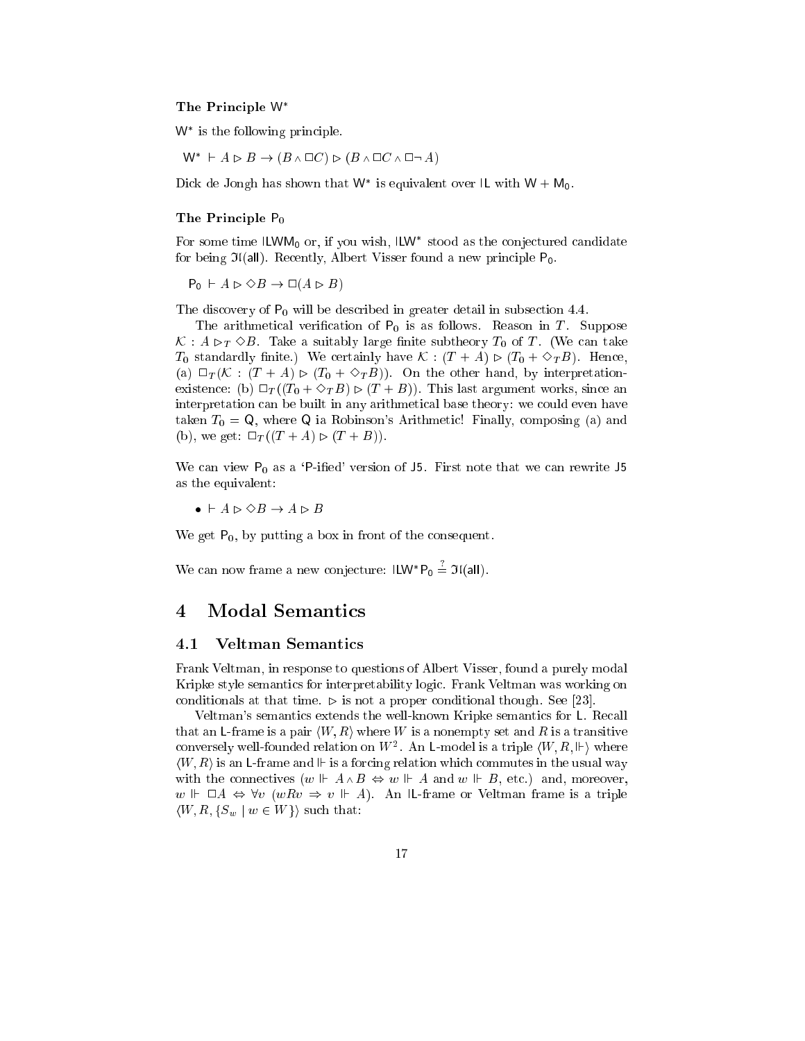#### The Principle $\mathsf{W}^*$

$\mathsf{W}^*$ is the following principle.

$\mathsf{W}^* \vdash A \rhd B \to (B \wedge \Box C) \rhd (B \wedge \Box C \wedge \Box \neg A)$

Dick de Jongh has shown that $\mathsf{W}^*$ is equivalent over $\mathsf{IL}$ with $\mathsf{W} + \mathsf{M_0}$.

#### The Principle $\mathsf{P_0}$

For some time $\mathsf{ILWM_0}$ or, if you wish, $\mathsf{ILW}^*$ stood as the conjectured candidate for being $\mathfrak{I}\mathfrak{l}(\mathsf{all})$. Recently, Albert Visser found a new principle $\mathsf{P_0}$.

$\mathsf{P_0} \vdash A \rhd \Diamond B \to \Box(A \rhd B)$

The discovery of $\mathsf{P_0}$ will be described in greater detail in subsection 4.4.

The arithmetical verification of $\mathsf{P_0}$ is as follows. Reason in $T$. Suppose $\mathcal{K} : A \rhd_T \Diamond B$. Take a suitably large finite subtheory $T_0$ of $T$. (We can take $T_0$ standardly finite.) We certainly have $\mathcal{K} : (T + A) \rhd (T_0 + \Diamond_T B)$. Hence, (a) $\Box_T(\mathcal{K} : (T + A) \rhd (T_0 + \Diamond_T B))$. On the other hand, by interpretation-existence: (b) $\Box_T((T_0 + \Diamond_T B) \rhd (T + B))$. This last argument works, since an interpretation can be built in any arithmetical base theory: we could even have taken $T_0 = \mathsf{Q}$, where $\mathsf{Q}$ ia Robinson's Arithmetic! Finally, composing (a) and (b), we get: $\Box_T((T + A) \rhd (T + B))$.

We can view $\mathsf{P_0}$ as a 'P-ified' version of $\mathsf{J5}$. First note that we can rewrite $\mathsf{J5}$ as the equivalent:

- $\vdash A \rhd \Diamond B \to A \rhd B$

We get $\mathsf{P_0}$, by putting a box in front of the consequent.

We can now frame a new conjecture: $\mathsf{ILW^*P_0} \stackrel{?}{=} \mathfrak{I}\mathfrak{l}(\mathsf{all})$.

# 4 Modal Semantics

## 4.1 Veltman Semantics

Frank Veltman, in response to questions of Albert Visser, found a purely modal Kripke style semantics for interpretability logic. Frank Veltman was working on conditionals at that time. $\rhd$ is not a proper conditional though. See [23].

Veltman's semantics extends the well-known Kripke semantics for $\mathsf{L}$. Recall that an $\mathsf{L}$-frame is a pair $\langle W, R\rangle$ where $W$ is a nonempty set and $R$ is a transitive conversely well-founded relation on $W^2$. An $\mathsf{L}$-model is a triple $\langle W, R, \Vdash\rangle$ where $\langle W, R\rangle$ is an $\mathsf{L}$-frame and $\Vdash$ is a forcing relation which commutes in the usual way with the connectives ($w \Vdash A \wedge B \Leftrightarrow w \Vdash A$ and $w \Vdash B$, etc.) and, moreover, $w \Vdash \Box A \Leftrightarrow \forall v\ (wRv \Rightarrow v \Vdash A)$. An $\mathsf{IL}$-frame or Veltman frame is a triple $\langle W, R, \{S_w \mid w \in W\}\rangle$ such that: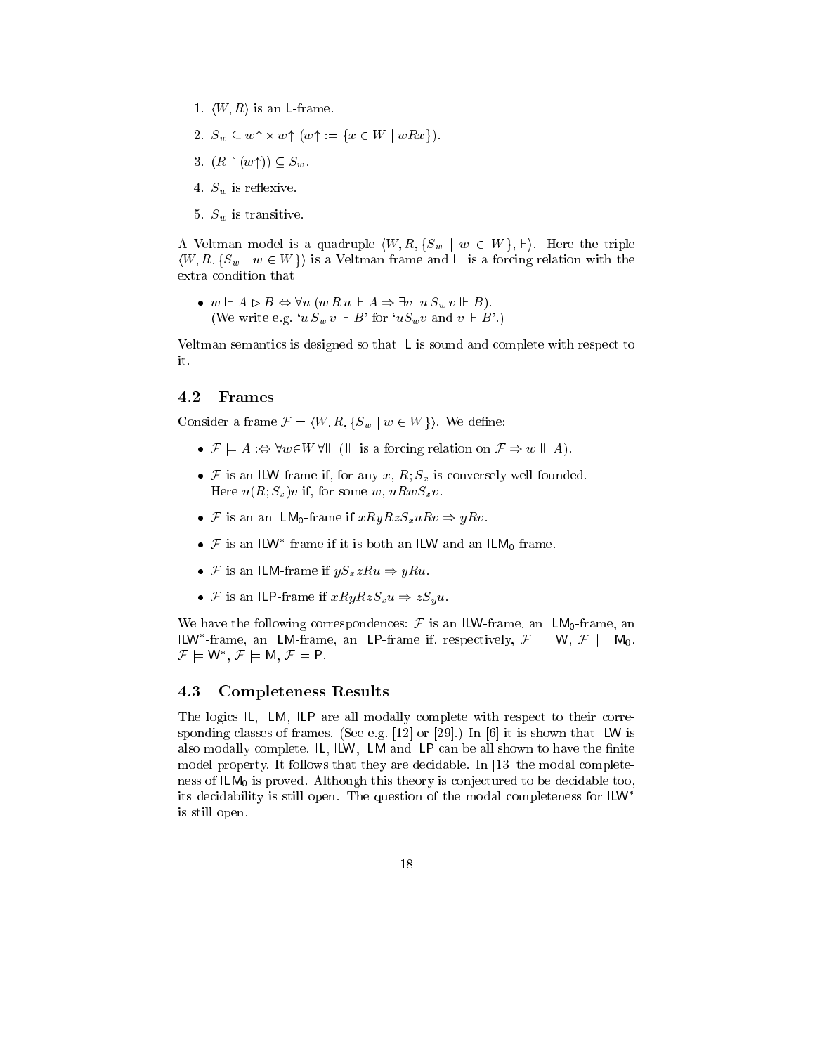1. $\langle W, R\rangle$ is an L-frame.
2. $S_w \subseteq w{\uparrow} \times w{\uparrow}$ ($w{\uparrow} := \{x \in W \mid wRx\}$).
3. $(R \restriction (w{\uparrow})) \subseteq S_w$.
4. $S_w$ is reflexive.
5. $S_w$ is transitive.

A Veltman model is a quadruple $\langle W, R, \{S_w \mid w \in W\}, \Vdash\rangle$. Here the triple $\langle W, R, \{S_w \mid w \in W\}\rangle$ is a Veltman frame and $\Vdash$ is a forcing relation with the extra condition that

- $w \Vdash A \rhd B \Leftrightarrow \forall u\,(w\,R\,u \Vdash A \Rightarrow \exists v\;\; u\,S_w\,v \Vdash B)$.
  (We write e.g. '$u\,S_w\,v \Vdash B$' for '$uS_wv$ and $v \Vdash B$'.)

Veltman semantics is designed so that IL is sound and complete with respect to it.

### 4.2 Frames

Consider a frame $\mathcal{F} = \langle W, R, \{S_w \mid w \in W\}\rangle$. We define:

- $\mathcal{F} \models A :\Leftrightarrow \forall w{\in}W\, \forall{\Vdash}\; (\Vdash$ is a forcing relation on $\mathcal{F} \Rightarrow w \Vdash A)$.
- $\mathcal{F}$ is an ILW-frame if, for any $x$, $R; S_x$ is conversely well-founded.
  Here $u(R; S_x)v$ if, for some $w$, $uRwS_xv$.
- $\mathcal{F}$ is an an $\mathsf{ILM_0}$-frame if $xRyRzS_xuRv \Rightarrow yRv$.
- $\mathcal{F}$ is an $\mathsf{ILW}^*$-frame if it is both an ILW and an $\mathsf{ILM_0}$-frame.
- $\mathcal{F}$ is an ILM-frame if $yS_xzRu \Rightarrow yRu$.
- $\mathcal{F}$ is an ILP-frame if $xRyRzS_xu \Rightarrow zS_yu$.

We have the following correspondences: $\mathcal{F}$ is an ILW-frame, an $\mathsf{ILM_0}$-frame, an $\mathsf{ILW}^*$-frame, an ILM-frame, an ILP-frame if, respectively, $\mathcal{F} \models \mathsf{W}$, $\mathcal{F} \models \mathsf{M_0}$, $\mathcal{F} \models \mathsf{W}^*$, $\mathcal{F} \models \mathsf{M}$, $\mathcal{F} \models \mathsf{P}$.

### 4.3 Completeness Results

The logics IL, ILM, ILP are all modally complete with respect to their corresponding classes of frames. (See e.g. [12] or [29].) In [6] it is shown that ILW is also modally complete. IL, ILW, ILM and ILP can be all shown to have the finite model property. It follows that they are decidable. In [13] the modal completeness of $\mathsf{ILM_0}$ is proved. Although this theory is conjectured to be decidable too, its decidability is still open. The question of the modal completeness for $\mathsf{ILW}^*$ is still open.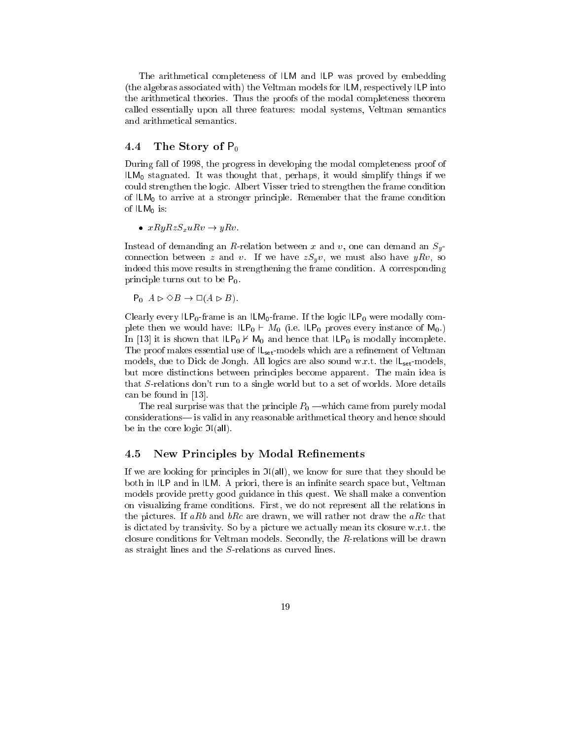The arithmetical completeness of ILM and ILP was proved by embedding (the algebras associated with) the Veltman models for ILM, respectively ILP into the arithmetical theories. Thus the proofs of the modal completeness theorem called essentially upon all three features: modal systems, Veltman semantics and arithmetical semantics.

## 4.4 The Story of $\mathsf{P}_0$

During fall of 1998, the progress in developing the modal completeness proof of $\mathsf{ILM}_0$ stagnated. It was thought that, perhaps, it would simplify things if we could strengthen the logic. Albert Visser tried to strengthen the frame condition of $\mathsf{ILM}_0$ to arrive at a stronger principle. Remember that the frame condition of $\mathsf{ILM}_0$ is:

- $xRyRzS_xuRv \to yRv$.

Instead of demanding an $R$-relation between $x$ and $v$, one can demand an $S_y$-connection between $z$ and $v$. If we have $zS_yv$, we must also have $yRv$, so indeed this move results in strengthening the frame condition. A corresponding principle turns out to be $\mathsf{P}_0$.

$\mathsf{P}_0$ $A \rhd \Diamond B \to \Box(A \rhd B)$.

Clearly every $\mathsf{ILP}_0$-frame is an $\mathsf{ILM}_0$-frame. If the logic $\mathsf{ILP}_0$ were modally complete then we would have: $\mathsf{ILP}_0 \vdash M_0$ (i.e. $\mathsf{ILP}_0$ proves every instance of $\mathsf{M}_0$.) In [13] it is shown that $\mathsf{ILP}_0 \nvdash \mathsf{M}_0$ and hence that $\mathsf{ILP}_0$ is modally incomplete. The proof makes essential use of $\mathsf{IL}_{\mathsf{set}}$-models which are a refinement of Veltman models, due to Dick de Jongh. All logics are also sound w.r.t. the $\mathsf{IL}_{\mathsf{set}}$-models, but more distinctions between principles become apparent. The main idea is that $S$-relations don't run to a single world but to a set of worlds. More details can be found in [13].

The real surprise was that the principle $P_0$ —which came from purely modal considerations— is valid in any reasonable arithmetical theory and hence should be in the core logic $\mathfrak{I}\mathfrak{l}(\mathsf{all})$.

## 4.5 New Principles by Modal Refinements

If we are looking for principles in $\mathfrak{I}\mathfrak{l}(\mathsf{all})$, we know for sure that they should be both in ILP and in ILM. A priori, there is an infinite search space but, Veltman models provide pretty good guidance in this quest. We shall make a convention on visualizing frame conditions. First, we do not represent all the relations in the pictures. If $aRb$ and $bRc$ are drawn, we will rather not draw the $aRc$ that is dictated by transivity. So by a picture we actually mean its closure w.r.t. the closure conditions for Veltman models. Secondly, the $R$-relations will be drawn as straight lines and the $S$-relations as curved lines.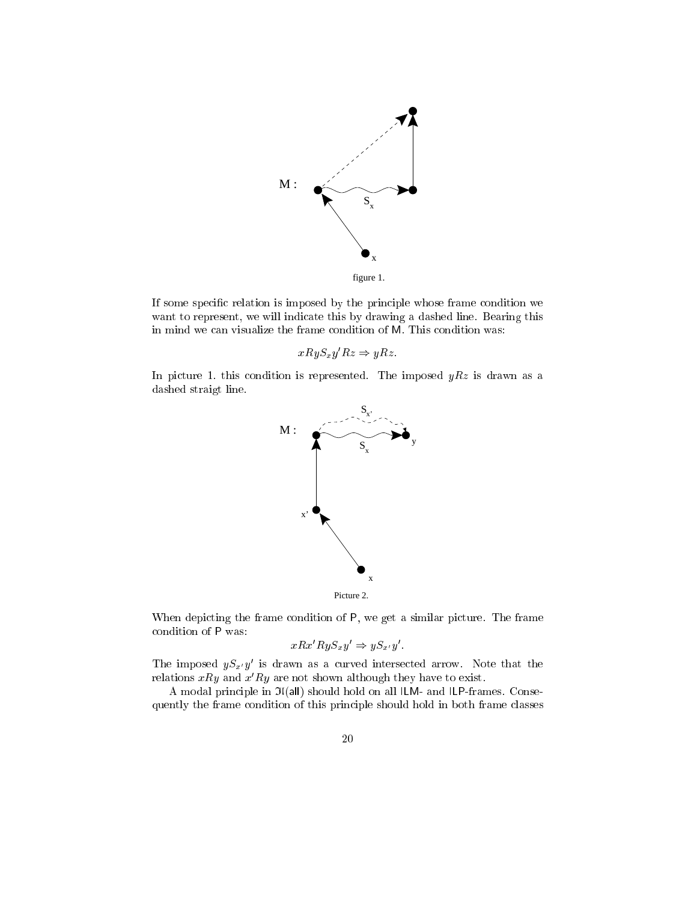figure 1.

If some specific relation is imposed by the principle whose frame condition we want to represent, we will indicate this by drawing a dashed line. Bearing this in mind we can visualize the frame condition of M. This condition was:

$$xRyS_xy'Rz \Rightarrow yRz.$$

In picture 1. this condition is represented. The imposed $yRz$ is drawn as a dashed straigt line.

Picture 2.

When depicting the frame condition of P, we get a similar picture. The frame condition of P was:

$$xRx'RyS_xy' \Rightarrow yS_{x'}y'.$$

The imposed $yS_{x'}y'$ is drawn as a curved intersected arrow. Note that the relations $xRy$ and $x'Ry$ are not shown although they have to exist.

A modal principle in $\mathfrak{Il}(\mathsf{all})$ should hold on all ILM- and ILP-frames. Consequently the frame condition of this principle should hold in both frame classes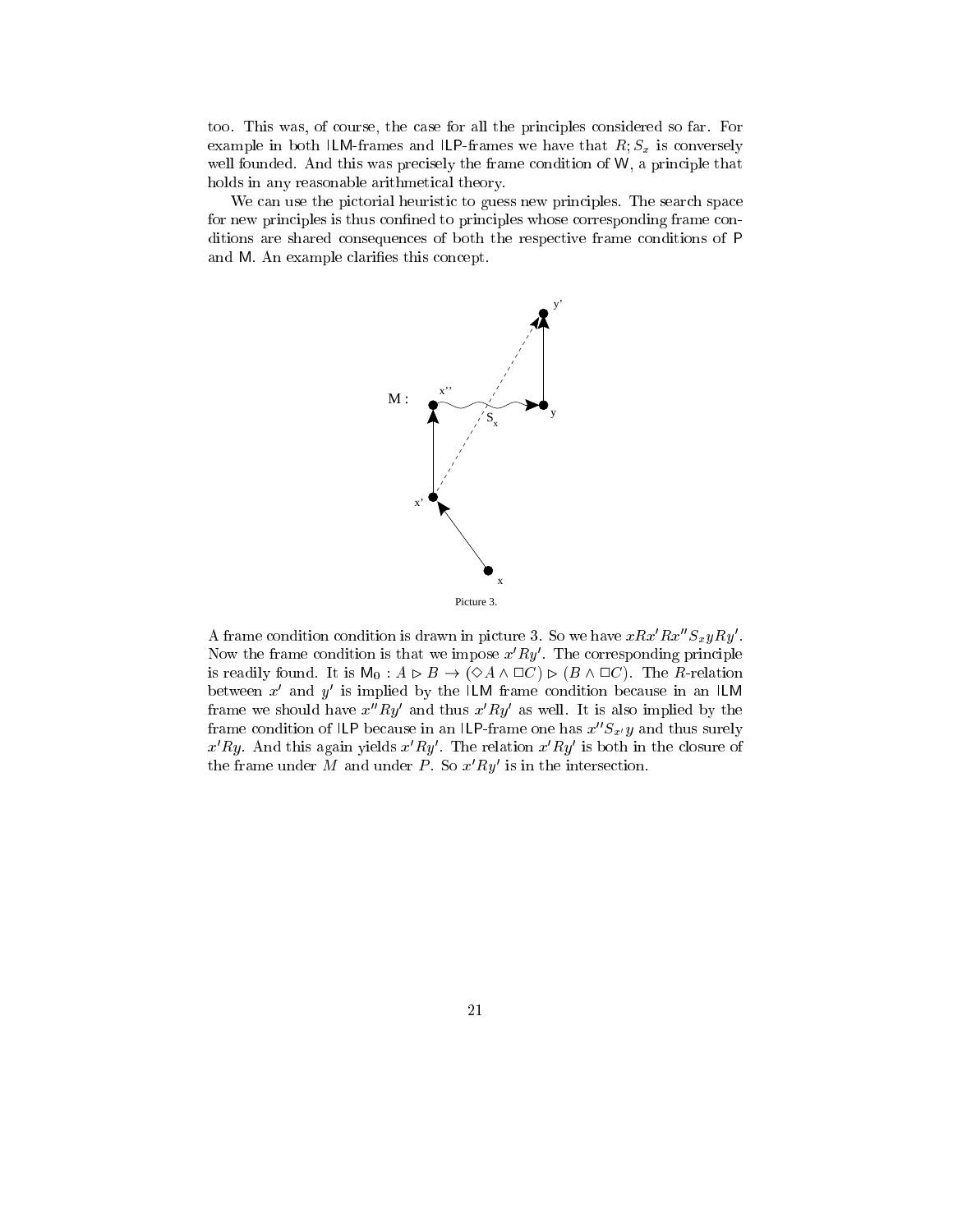too. This was, of course, the case for all the principles considered so far. For example in both ILM-frames and ILP-frames we have that $R; S_x$ is conversely well founded. And this was precisely the frame condition of W, a principle that holds in any reasonable arithmetical theory.

We can use the pictorial heuristic to guess new principles. The search space for new principles is thus confined to principles whose corresponding frame conditions are shared consequences of both the respective frame conditions of P and M. An example clarifies this concept.

Picture 3.

A frame condition condition is drawn in picture 3. So we have $xRx'Rx''S_xyRy'$. Now the frame condition is that we impose $x'Ry'$. The corresponding principle is readily found. It is $\mathsf{M}_0 : A \rhd B \rightarrow (\Diamond A \wedge \Box C) \rhd (B \wedge \Box C)$. The $R$-relation between $x'$ and $y'$ is implied by the ILM frame condition because in an ILM frame we should have $x''Ry'$ and thus $x'Ry'$ as well. It is also implied by the frame condition of ILP because in an ILP-frame one has $x''S_{x'}y$ and thus surely $x'Ry$. And this again yields $x'Ry'$. The relation $x'Ry'$ is both in the closure of the frame under $M$ and under $P$. So $x'Ry'$ is in the intersection.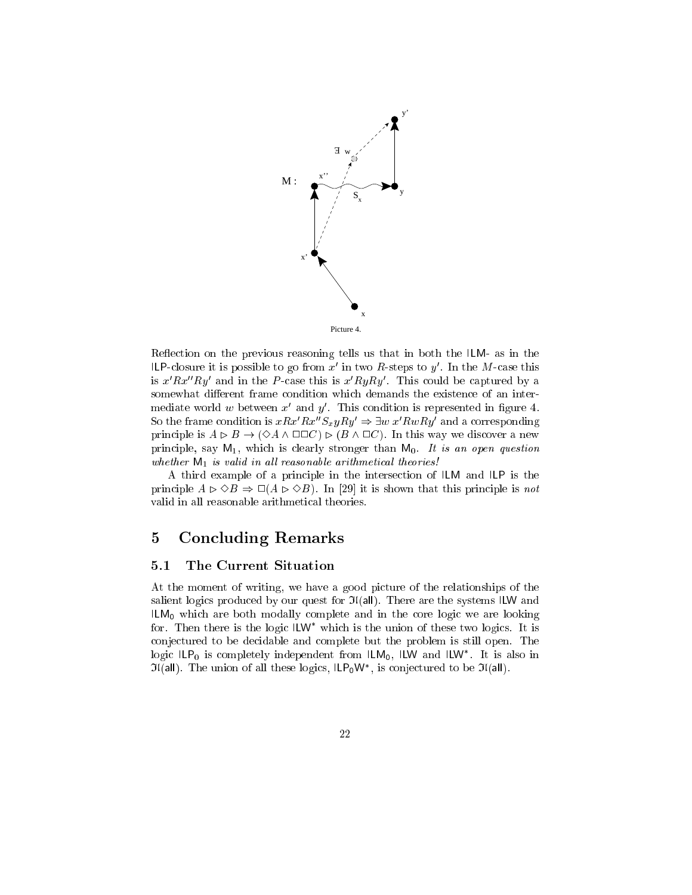Picture 4.

Reflection on the previous reasoning tells us that in both the ILM- as in the ILP-closure it is possible to go from $x'$ in two $R$-steps to $y'$. In the $M$-case this is $x'Rx''Ry'$ and in the $P$-case this is $x'RyRy'$. This could be captured by a somewhat different frame condition which demands the existence of an intermediate world $w$ between $x'$ and $y'$. This condition is represented in figure 4. So the frame condition is $xRx'Rx''S_xyRy' \Rightarrow \exists w\, x'RwRy'$ and a corresponding principle is $A \rhd B \rightarrow (\Diamond A \wedge \Box\Box C) \rhd (B \wedge \Box C)$. In this way we discover a new principle, say $\mathsf{M}_1$, which is clearly stronger than $\mathsf{M}_0$. *It is an open question whether* $\mathsf{M}_1$ *is valid in all reasonable arithmetical theories!*

A third example of a principle in the intersection of ILM and ILP is the principle $A \rhd \Diamond B \Rightarrow \Box(A \rhd \Diamond B)$. In [29] it is shown that this principle is *not* valid in all reasonable arithmetical theories.

# 5 Concluding Remarks

## 5.1 The Current Situation

At the moment of writing, we have a good picture of the relationships of the salient logics produced by our quest for $\mathfrak{I}\mathfrak{l}(\mathsf{all})$. There are the systems ILW and $\mathsf{ILM}_0$ which are both modally complete and in the core logic we are looking for. Then there is the logic $\mathsf{ILW}^*$ which is the union of these two logics. It is conjectured to be decidable and complete but the problem is still open. The logic $\mathsf{ILP}_0$ is completely independent from $\mathsf{ILM}_0$, ILW and $\mathsf{ILW}^*$. It is also in $\mathfrak{I}\mathfrak{l}(\mathsf{all})$. The union of all these logics, $\mathsf{ILP_0W}^*$, is conjectured to be $\mathfrak{I}\mathfrak{l}(\mathsf{all})$.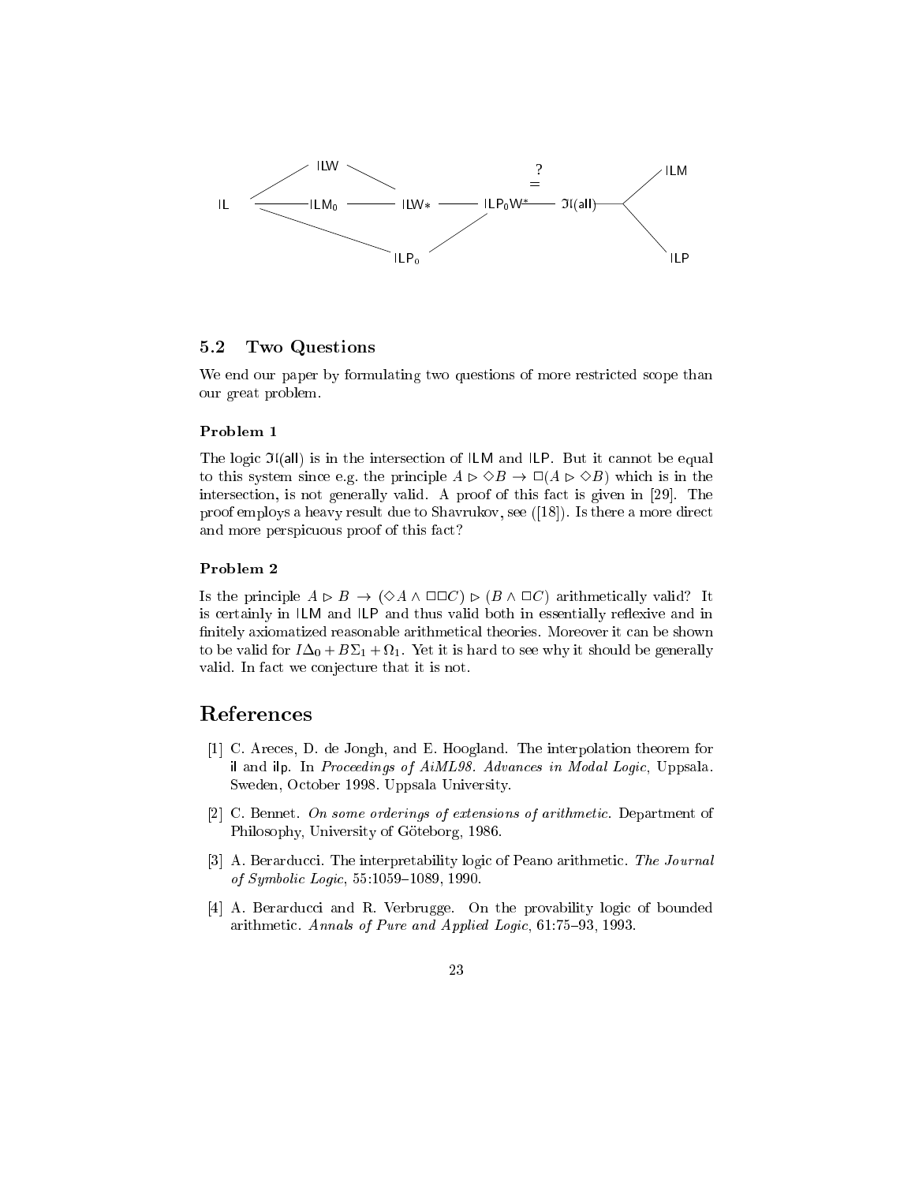## 5.2 Two Questions

We end our paper by formulating two questions of more restricted scope than our great problem.

### Problem 1

The logic $\mathfrak{Il}(\mathsf{all})$ is in the intersection of $\mathsf{ILM}$ and $\mathsf{ILP}$. But it cannot be equal to this system since e.g. the principle $A \rhd \Diamond B \to \Box(A \rhd \Diamond B)$ which is in the intersection, is not generally valid. A proof of this fact is given in [29]. The proof employs a heavy result due to Shavrukov, see ([18]). Is there a more direct and more perspicuous proof of this fact?

### Problem 2

Is the principle $A \rhd B \to (\Diamond A \wedge \Box\Box C) \rhd (B \wedge \Box C)$ arithmetically valid? It is certainly in $\mathsf{ILM}$ and $\mathsf{ILP}$ and thus valid both in essentially reflexive and in finitely axiomatized reasonable arithmetical theories. Moreover it can be shown to be valid for $I\Delta_0 + B\Sigma_1 + \Omega_1$. Yet it is hard to see why it should be generally valid. In fact we conjecture that it is not.

# References

[1] C. Areces, D. de Jongh, and E. Hoogland. The interpolation theorem for il and ilp. In *Proceedings of AiML98. Advances in Modal Logic*, Uppsala. Sweden, October 1998. Uppsala University.

[2] C. Bennet. *On some orderings of extensions of arithmetic*. Department of Philosophy, University of Göteborg, 1986.

[3] A. Berarducci. The interpretability logic of Peano arithmetic. *The Journal of Symbolic Logic*, 55:1059–1089, 1990.

[4] A. Berarducci and R. Verbrugge. On the provability logic of bounded arithmetic. *Annals of Pure and Applied Logic*, 61:75–93, 1993.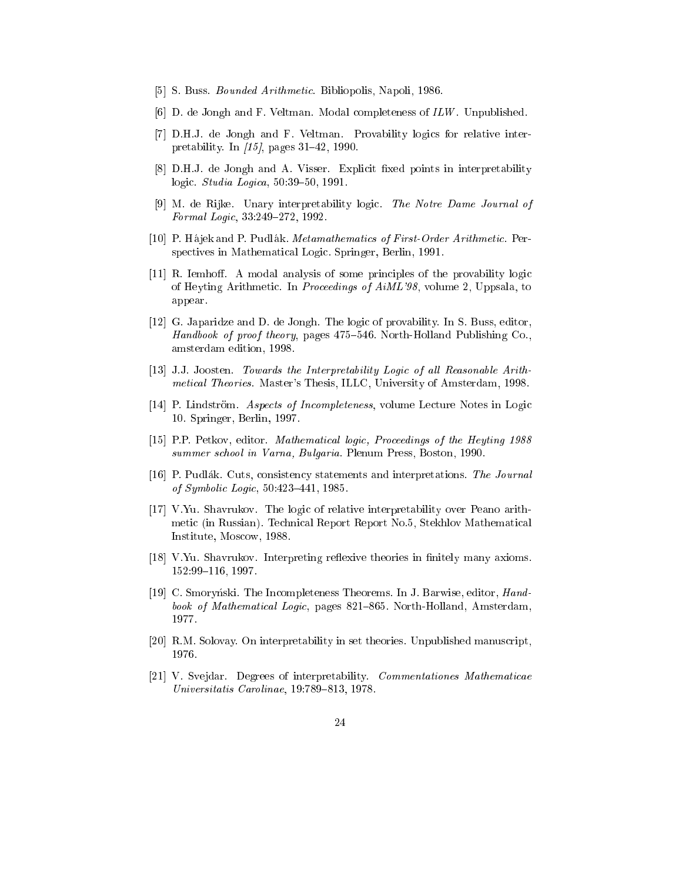[5] S. Buss. *Bounded Arithmetic*. Bibliopolis, Napoli, 1986.

[6] D. de Jongh and F. Veltman. Modal completeness of *ILW*. Unpublished.

[7] D.H.J. de Jongh and F. Veltman. Provability logics for relative interpretability. In *[15]*, pages 31–42, 1990.

[8] D.H.J. de Jongh and A. Visser. Explicit fixed points in interpretability logic. *Studia Logica*, 50:39–50, 1991.

[9] M. de Rijke. Unary interpretability logic. *The Notre Dame Journal of Formal Logic*, 33:249–272, 1992.

[10] P. Hájek and P. Pudlák. *Metamathematics of First-Order Arithmetic*. Perspectives in Mathematical Logic. Springer, Berlin, 1991.

[11] R. Iemhoff. A modal analysis of some principles of the provability logic of Heyting Arithmetic. In *Proceedings of AiML'98*, volume 2, Uppsala, to appear.

[12] G. Japaridze and D. de Jongh. The logic of provability. In S. Buss, editor, *Handbook of proof theory*, pages 475–546. North-Holland Publishing Co., amsterdam edition, 1998.

[13] J.J. Joosten. *Towards the Interpretability Logic of all Reasonable Arithmetical Theories*. Master's Thesis, ILLC, University of Amsterdam, 1998.

[14] P. Lindström. *Aspects of Incompleteness*, volume Lecture Notes in Logic 10. Springer, Berlin, 1997.

[15] P.P. Petkov, editor. *Mathematical logic, Proceedings of the Heyting 1988 summer school in Varna, Bulgaria*. Plenum Press, Boston, 1990.

[16] P. Pudlák. Cuts, consistency statements and interpretations. *The Journal of Symbolic Logic*, 50:423–441, 1985.

[17] V.Yu. Shavrukov. The logic of relative interpretability over Peano arithmetic (in Russian). Technical Report Report No.5, Stekhlov Mathematical Institute, Moscow, 1988.

[18] V.Yu. Shavrukov. Interpreting reflexive theories in finitely many axioms. 152:99–116, 1997.

[19] C. Smoryński. The Incompleteness Theorems. In J. Barwise, editor, *Handbook of Mathematical Logic*, pages 821–865. North-Holland, Amsterdam, 1977.

[20] R.M. Solovay. On interpretability in set theories. Unpublished manuscript, 1976.

[21] V. Svejdar. Degrees of interpretability. *Commentationes Mathematicae Universitatis Carolinae*, 19:789–813, 1978.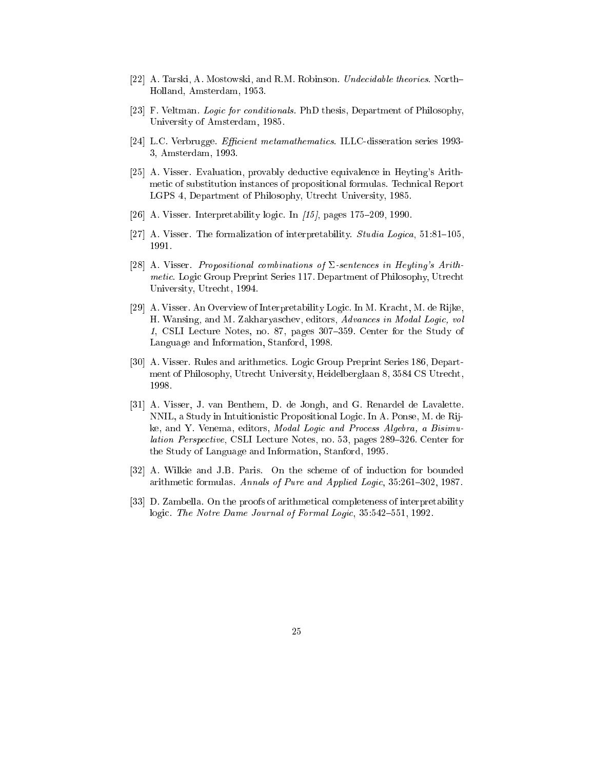[22] A. Tarski, A. Mostowski, and R.M. Robinson. *Undecidable theories*. North–Holland, Amsterdam, 1953.

[23] F. Veltman. *Logic for conditionals*. PhD thesis, Department of Philosophy, University of Amsterdam, 1985.

[24] L.C. Verbrugge. *Efficient metamathematics*. ILLC-disseration series 1993-3, Amsterdam, 1993.

[25] A. Visser. Evaluation, provably deductive equivalence in Heyting's Arithmetic of substitution instances of propositional formulas. Technical Report LGPS 4, Department of Philosophy, Utrecht University, 1985.

[26] A. Visser. Interpretability logic. In *[15]*, pages 175–209, 1990.

[27] A. Visser. The formalization of interpretability. *Studia Logica*, 51:81–105, 1991.

[28] A. Visser. *Propositional combinations of $\Sigma$-sentences in Heyting's Arithmetic*. Logic Group Preprint Series 117. Department of Philosophy, Utrecht University, Utrecht, 1994.

[29] A. Visser. An Overview of Interpretability Logic. In M. Kracht, M. de Rijke, H. Wansing, and M. Zakharyaschev, editors, *Advances in Modal Logic, vol 1*, CSLI Lecture Notes, no. 87, pages 307–359. Center for the Study of Language and Information, Stanford, 1998.

[30] A. Visser. Rules and arithmetics. Logic Group Preprint Series 186, Department of Philosophy, Utrecht University, Heidelberglaan 8, 3584 CS Utrecht, 1998.

[31] A. Visser, J. van Benthem, D. de Jongh, and G. Renardel de Lavalette. NNIL, a Study in Intuitionistic Propositional Logic. In A. Ponse, M. de Rijke, and Y. Venema, editors, *Modal Logic and Process Algebra, a Bisimulation Perspective*, CSLI Lecture Notes, no. 53, pages 289–326. Center for the Study of Language and Information, Stanford, 1995.

[32] A. Wilkie and J.B. Paris. On the scheme of of induction for bounded arithmetic formulas. *Annals of Pure and Applied Logic*, 35:261–302, 1987.

[33] D. Zambella. On the proofs of arithmetical completeness of interpretability logic. *The Notre Dame Journal of Formal Logic*, 35:542–551, 1992.